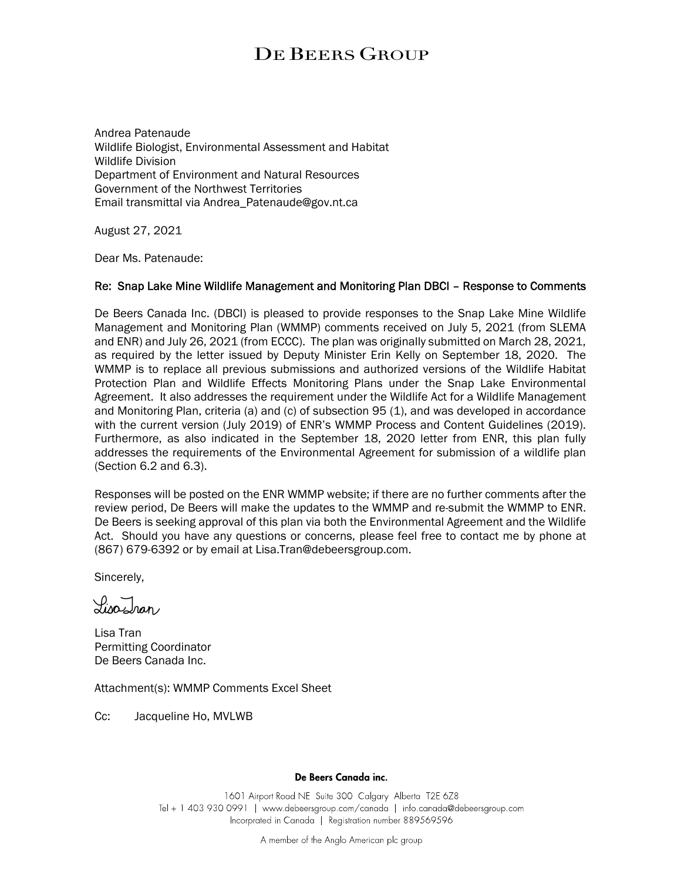# DE BEERS GROUP

Andrea Patenaude
Wildlife Biologist, Environmental Assessment and Habitat
Wildlife Division
Department of Environment and Natural Resources
Government of the Northwest Territories
Email transmittal via Andrea_Patenaude@gov.nt.ca

August 27, 2021

Dear Ms. Patenaude:

**Re: Snap Lake Mine Wildlife Management and Monitoring Plan DBCI – Response to Comments**

De Beers Canada Inc. (DBCI) is pleased to provide responses to the Snap Lake Mine Wildlife Management and Monitoring Plan (WMMP) comments received on July 5, 2021 (from SLEMA and ENR) and July 26, 2021 (from ECCC). The plan was originally submitted on March 28, 2021, as required by the letter issued by Deputy Minister Erin Kelly on September 18, 2020. The WMMP is to replace all previous submissions and authorized versions of the Wildlife Habitat Protection Plan and Wildlife Effects Monitoring Plans under the Snap Lake Environmental Agreement. It also addresses the requirement under the Wildlife Act for a Wildlife Management and Monitoring Plan, criteria (a) and (c) of subsection 95 (1), and was developed in accordance with the current version (July 2019) of ENR's WMMP Process and Content Guidelines (2019). Furthermore, as also indicated in the September 18, 2020 letter from ENR, this plan fully addresses the requirements of the Environmental Agreement for submission of a wildlife plan (Section 6.2 and 6.3).

Responses will be posted on the ENR WMMP website; if there are no further comments after the review period, De Beers will make the updates to the WMMP and re-submit the WMMP to ENR. De Beers is seeking approval of this plan via both the Environmental Agreement and the Wildlife Act. Should you have any questions or concerns, please feel free to contact me by phone at (867) 679-6392 or by email at Lisa.Tran@debeersgroup.com.

Sincerely,

Lisa Tran

Lisa Tran
Permitting Coordinator
De Beers Canada Inc.

Attachment(s): WMMP Comments Excel Sheet

Cc: Jacqueline Ho, MVLWB

**De Beers Canada inc.**

1601 Airport Road NE Suite 300 Calgary Alberta T2E 6Z8
Tel + 1 403 930 0991 | www.debeersgroup.com/canada | info.canada@debeersgroup.com
Incorporated in Canada | Registration number 889569596

A member of the Anglo American plc group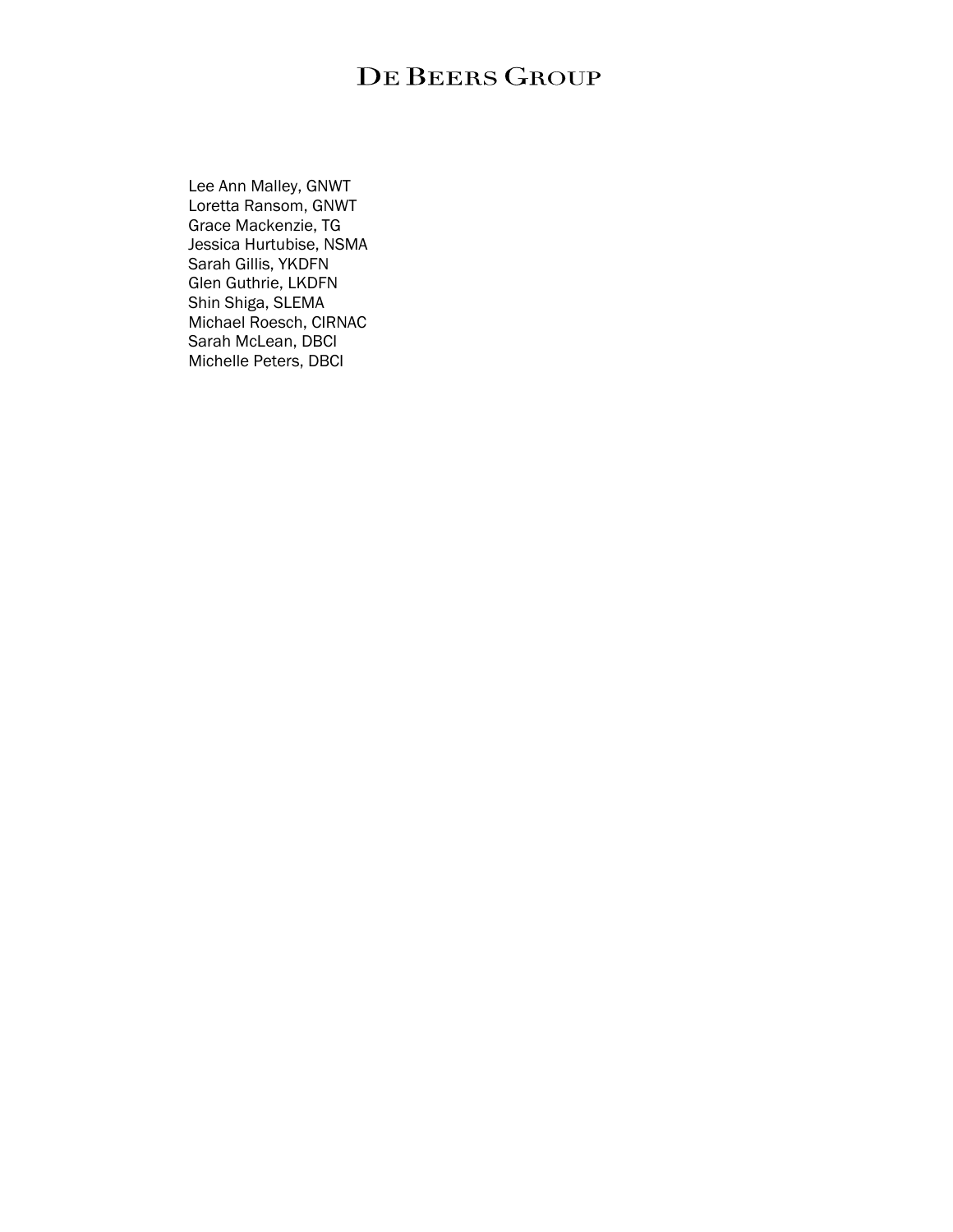Lee Ann Malley, GNWT
Loretta Ransom, GNWT
Grace Mackenzie, TG
Jessica Hurtubise, NSMA
Sarah Gillis, YKDFN
Glen Guthrie, LKDFN
Shin Shiga, SLEMA
Michael Roesch, CIRNAC
Sarah McLean, DBCI
Michelle Peters, DBCI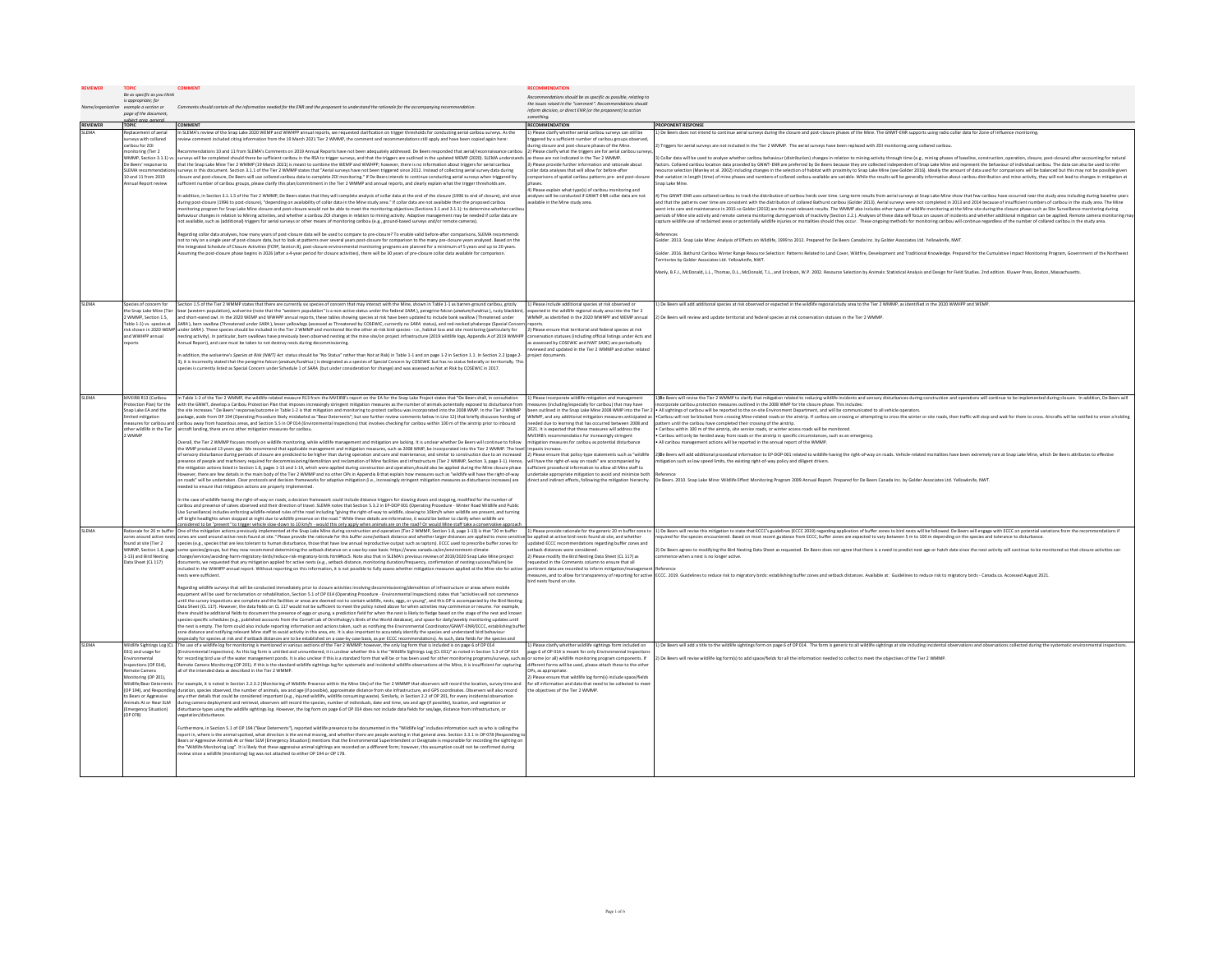| REVIEWER | TOPIC | COMMENT | RECOMMENDATION | |
|---|---|---|---|---|
| Name/organization | Be as specific as you think is appropriate; for example a section or page of the document, subject area, general | Comments should contain all the information needed for the ENR and the proponent to understand the rationale for the accompanying recommendation. | Recommendations should be as specific as possible, relating to the issues raised in the "comment". Recommendations should inform decision, or direct ENR (or the proponent) to action something. | |
| REVIEWER | TOPIC | COMMENT | RECOMMENDATION | PROPONENT RESPONSE |
| SLEMA | Replacement of aerial surveys with collared caribou for ZOI monitoring (Tier 2 WMMP, Section 3.1.1) vs De Beers' response to SLEMA recommendations 10 and 11 from 2019 Annual Report review | In SLEMA's review of the Snap Lake 2020 WEMP and WWHPP annual reports, we requested clarification on trigger thresholds for conducting aerial caribou surveys. As the review comment included citing information from the 19 March 2021 Tier 2 WMMP, the comment and recommendations still apply and have been copied again here:<br><br>Recommendations 10 and 11 from SLEMA's Comments on 2019 Annual Reports have not been adequately addressed. De Beers responded that aerial/reconnaissance caribou surveys will be completed should there be sufficient caribou in the RSA to trigger surveys, and that the triggers are outlined in the updated WEMP (2020). SLEMA understands that the Snap Lake Mine Tier 2 WMMP (19 March 2021) is meant to combine the WEMP and WWHPP; however, there is no information about triggers for aerial caribou surveys in this document. Section 3.1.1 of the Tier 2 WMMP states that "Aerial surveys have not been triggered since 2012. Instead of collecting aerial survey data during closure and post-closure, De Beers will use collared caribou data to complete ZOI monitoring." If De Beers intends to continue conducting aerial surveys when triggered by sufficient number of caribou groups, please clarify this plan/commitment in the Tier 2 WMMP and annual reports, and clearly explain what the trigger thresholds are.<br><br>In addition, in Section 3.1.1.5 of the Tier 2 WMMP, De Beers states that they will complete analysis of collar data at the end of the closure (1996 to end of closure), and once during post-closure (1996 to post-closure), "depending on availability of collar data in the Mine study area." If collar data are not available then the proposed caribou monitoring program for Snap Lake Mine closure and post-closure would not be able to meet the monitoring objectives (Sections 3.1 and 3.1.1): to determine whether caribou behaviour changes in relation to Mining activities, and whether a caribou ZOI changes in relation to mining activity. Adaptive management may be needed if collar data are not available, such as (additional) triggers for aerial surveys or other means of monitoring caribou (e.g., ground-based surveys and/or remote cameras).<br><br>Regarding collar data analyses, how many years of post-closure data will be used to compare to pre-closure? To enable valid before-after comparisons, SLEMA recommends not to rely on a single year of post-closure data, but to look at patterns over several years post-closure for comparison to the many pre-closure years analyzed. Based on the Integrated Schedule of Closure Activities (FCRP, Section 8), post-closure environmental monitoring programs are planned for a minimum of 5 years and up to 20 years. Assuming the post-closure phase begins in 2026 (after a 4-year period for closure activities), there will be 30 years of pre-closure collar data available for comparison. | 1) Please clarify whether aerial caribou surveys can still be triggered by a sufficient number of caribou groups observed, during closure and post-closure phases of the Mine.<br>2) Please clarify what the triggers are for aerial caribou surveys, as these are not indicated in the Tier 2 WMMP.<br>3) Please provide further information and rationale about collar data analyses that will allow for before-after comparisons of spatial caribou patterns pre- and post-closure phases.<br>4) Please explain what type(s) of caribou monitoring and analyses will be conducted if GNWT-ENR collar data are not available in the Mine study area. | 1) De Beers does not intend to continue aerial surveys during the closure and post-closure phases of the Mine. The GNWT-ENR supports using radio collar data for Zone of Influence monitoring.<br><br>2) Triggers for aerial surveys are not included in the Tier 2 WMMP. The aerial surveys have been replaced with ZOI monitoring using collared caribou.<br><br>3) Collar data will be used to analyze whether caribou behaviour (distribution) changes in relation to mining activity through time (e.g., mining phases of baseline, construction, operation, closure, post-closure) after accounting for natural factors. Collared caribou location data provided by GNWT-ENR are preferred by De Beers because they are collected independent of Snap Lake Mine and represent the behaviour of individual caribou. The data can also be used to infer resource selection (Manley et al. 2002) including changes in the selection of habitat with proximity to Snap Lake Mine (see Golder 2016). Ideally the amount of data used for comparisons will be balanced but this may not be possible given that variation in length (time) of mine phases and numbers of collared caribou available are variable. While the results will be generally informative about caribou distribution and mine activity, they will not lead to changes in mitigation at Snap Lake Mine.<br><br>4) The GNWT-ENR uses collared caribou to track the distribution of caribou herds over time. Long-term results from aerial surveys at Snap Lake Mine show that few caribou have occurred near the study area including during baseline years and that the patterns over time are consistent with the distribution of collared Bathurst caribou (Golder 2013). Aerial surveys were not completed in 2013 and 2014 because of insufficient numbers of caribou in the study area. The Mine went into care and maintenance in 2015 so Golder (2013) are the most relevant results. The WMMP also includes other types of wildlife monitoring at the Mine site during the closure phase such as Site Surveillance monitoring during periods of Mine site activity and remote camera monitoring during periods of inactivity (Section 2.2.). Analyses of these data will focus on causes of incidents and whether additional mitigation can be applied. Remote camera monitoring may capture wildlife use of reclaimed areas or potentially wildlife injuries or mortalities should they occur. These ongoing methods for monitoring caribou will continue regardless of the number of collared caribou in the study area.<br><br>References<br>Golder. 2013. Snap Lake Mine: Analysis of Effects on Wildlife, 1999 to 2012. Prepared for De Beers Canada Inc. by Golder Associates Ltd. Yellowknife, NWT.<br><br>Golder. 2016. Bathurst Caribou Winter Range Resource Selection: Patterns Related to Land Cover, Wildfire, Development and Traditional Knowledge. Prepared for the Cumulative Impact Monitoring Program, Government of the Northwest Territories by Golder Associates Ltd. Yellowknife, NWT.<br><br>Manly, B.F.J., McDonald, L.L., Thomas, D.L., McDonald, T.L., and Erickson, W.P. 2002. Resource Selection by Animals: Statistical Analysis and Design for Field Studies. 2nd edition. Kluwer Press, Boston, Massachusetts. |
| SLEMA | Species of concern for the Snap Lake Mine (Tier 2 WMMP, Section 1.5, Table 1-1) vs. species at risk shown in 2020 WEMP and WWHPP annual reports | Section 1.5 of the Tier 2 WMMP states that there are currently six species of concern that may interact with the Mine, shown in Table 1-1 as barren-ground caribou, grizzly bear (western population), wolverine (note that the "western population" is a non-active status under the federal *SARA*), peregrine falcon (*anatum/tundrius*), rusty blackbird, and short-eared owl. In the 2020 WEMP and WWHPP annual reports, these tables showing species at risk have been updated to include bank swallow (Threatened under *SARA*), barn swallow (Threatened under *SARA*), lesser yellowlegs (assessed as Threatened by COSEWIC, currently no *SARA* status), and red-necked phalarope (Special Concern under *SARA*). These species should be included in the Tier 2 WMMP and monitored like the other at-risk bird species – i.e., habitat loss and site monitoring (particularly for nesting activity). In particular, barn swallows have previously been observed nesting at the mine site/on project infrastructure (2019 wildlife logs, Appendix A of 2019 WWHPP Annual Report), and care must be taken to not destroy nests during decommissioning.<br><br>In addition, the wolverine's *Species at Risk (NWT) Act* status should be "No Status" rather than Not at Risk) in Table 1-1 and on page 1-2 in Section 1.1. In Section 2.2 (page 2-3), it is incorrectly stated that the peregrine falcon (*anatum/tundrius*) is designated as a species of Special Concern by COSEWIC but has no status federally or territorially. This species is currently listed as Special Concern under Schedule 1 of *SARA* (but under consideration for change) and was assessed as Not at Risk by COSEWIC in 2017. | 1) Please include additional species at risk observed or expected in the wildlife regional study area into the Tier 2 WMMP, as identified in the 2020 WWHPP and WEMP annual reports.<br>2) Please ensure that territorial and federal species at risk conservation statuses (including official listings under Acts and as assessed by COSEWIC and NWT SARC) are periodically reviewed and updated in the Tier 2 WMMP and other related project documents. | 1) De Beers will add additional species at risk observed or expected in the wildlife regional study area to the Tier 2 WMMP, as identified in the 2020 WWHPP and WEMP.<br><br>2) De Beers will review and update territorial and federal species at risk conservation statuses in the Tier 2 WMMP. |
| SLEMA | MVEIRB R13 (Caribou Protection Plan) for the Snap Lake EA and the limited mitigation measures for caribou and other wildlife in the Tier 2 WMMP | In Table 1-2 of the Tier 2 WMMP, the wildlife-related measure R13 from the MVEIRB's report on the EA for the Snap Lake Project states that "De Beers shall, in consultation with the GNWT, develop a Caribou Protection Plan that imposes increasingly stringent mitigation measures as the number of animals potentially exposed to disturbance from the site increases." De Beers' response/outcome in Table 1-2 is that mitigation and monitoring to protect caribou was incorporated into the 2008 WMP. In the Tier 2 WMMP package, aside from OP 194 (Operating Procedure likely mislabeled as "Bear Deterrents"; but see further review comments below in Line 12) that briefly discusses herding of caribou away from hazardous areas, and Section 5.5 in OP 014 (Environmental Inspections) that involves checking for caribou within 100 m of the airstrip prior to inbound aircraft landing, there are no other mitigation measures for caribou.<br><br>Overall, the Tier 2 WMMP focuses mostly on wildlife monitoring, while wildlife management and mitigation measures are lacking. It is unclear whether De Beers will continue to follow the WMP produced 13 years ago. We recommend that applicable management and mitigation measures, such as 2008 WMP, be incorporated into the Tier 2 WMMP. The level of sensory disturbance during periods of closure are predicted to be higher than during operation and care and maintenance, and similar to construction due to an increased presence of people and machinery required for decommissioning/demolition and reclamation of Mine facilities and Infrastructure (Tier 2 WMMP, Section 3, page 3-1). Hence, the mitigation actions listed in Section 1.8, pages 1-13 and 1-14, which were applied during construction and operation,should also be applied during the Mine closure phase. However, there are few details in the main body of the Tier 2 WMMP and no other OPs in Appendix B that explain how measures such as "wildlife will have the right-of-way on roads" will be undertaken. Clear protocols and decision frameworks for adaptive mitigation (i.e., increasingly stringent mitigation measures as disturbance increases) are needed to ensure that mitigation actions are properly implemented.<br><br>In the case of wildlife having the right-of-way on roads, a decision framework could include distance triggers for slowing down and stopping, modified for the number of caribou and presence of calves observed and their direction of travel. SLEMA notes that Section 5.3.2 in EP-DOP 001 (Operating Procedure - Winter Road Wildlife and Public Use Surveillance) includes enforcing wildlife-related rules of the road including "giving the right-of-way to wildlife, slowing to 10km/h when wildlife are present, and turning off bright headlights when stopped at night due to wildlife presence on the road." While these details are informative, it would be better to clarify when wildlife are considered to be "present" to trigger vehicle slow-down to 10 km/h – would this only apply when animals are on the road? Or would Mine staff take a conservative approach | 1) Please incorporate wildlife mitigation and management measures (including/especially for caribou) that may have been outlined in the Snap Lake Mine 2008 WMP into the Tier 2 WMMP, and any additional mitigation measures anticipated as needed due to learning that has occurred between 2008 and 2021. It is expected that these measures will address the MVEIRB's recommendation for increasingly stringent mitigation measures for caribou as potential disturbance impacts increase.<br>2) Please ensure that policy-type statements such as "wildlife will have the right-of-way on roads" are accompanied by sufficient procedural information to allow all Mine staff to undertake appropriate mitigation to avoid and minimize both direct and indirect effects, following the mitigation hierarchy. | 1) De Beers will revise the Tier 2 WMMP to clarify that mitigation related to reducing wildlife incidents and sensory disturbances during construction and operations will continue to be implemented during closure. In addition, De Beers will incorporate caribou protection measures outlined in the 2008 WMP for the closure phase. This includes:<br>• All sightings of caribou will be reported to the on-site Environment Department, and will be communicated to all vehicle operators.<br>• Caribou will not be blocked from crossing Mine-related roads or the airstrip. If caribou are crossing or attempting to cross the winter or site roads, then traffic will stop and wait for them to cross. Aircrafts will be notified to enter a holding pattern until the caribou have completed their crossing of the airstrip.<br>• Caribou within 100 m of the airstrip, site service roads, or winter access roads will be monitored.<br>• Caribou will only be herded away from roads or the airstrip in specific circumstances, such as an emergency.<br>• All caribou management actions will be reported in the annual report of the WMMP.<br><br>2) De Beers will add additional procedural information to EP-DOP-001 related to wildlife having the right-of-way on roads. Vehicle-related mortalities have been extremely rare at Snap Lake Mine, which De Beers attributes to effective mitigation such as low speed limits, the existing right-of-way policy and diligent drivers.<br><br>Reference<br>De Beers. 2010. Snap Lake Mine: Wildlife Effect Monitoring Program 2009 Annual Report. Prepared for De Beers Canada Inc. by Golder Associates Ltd. Yellowknife, NWT. |
| SLEMA | Rationale for 20 m buffer zones around active nests found at site (Tier 2 WMMP, Section 1.8, page 1-13) and Bird Nesting Data Sheet (CL 117) | One of the mitigation actions previously implemented at the Snap Lake Mine during construction and operation (Tier 2 WMMP, Section 1.8, page 1-13) is that "20 m buffer zones are used around active nests found at site." Please provide the rationale for this buffer zone/setback distance and whether larger distances are applied to more sensitive species (e.g., species that are less tolerant to human disturbance, those that have low annual reproductive output such as raptors). ECCC used to prescribe buffer zones for some species/groups, but they now recommend determining the setback distance on a case-by-case basis: https://www.canada.ca/en/environment-climate-change/services/avoiding-harm-migratory-birds/reduce-risk-migratory-birds.html#toc5. Note also that in SLEMA's previous reviews of 2019/2020 Snap Lake Mine project documents, we requested that any mitigation applied for active nests (e.g., setback distance, monitoring duration/frequency, confirmation of nesting success/failure) be included in the WWHPP annual report. Without reporting on this information, it is not possible to fully assess whether mitigation measures applied at the Mine site for active nests were sufficient.<br><br>Regarding wildlife surveys that will be conducted immediately prior to closure activities involving decommissioning/demolition of infrastructure or areas where mobile equipment will be used for reclamation or rehabilitation, Section 5.1 of OP 014 (Operating Procedure - Environmental Inspections) states that "activities will not commence until the survey inspections are complete and the facilities or areas are deemed not to contain wildlife, nests, eggs, or young", and this OP is accompanied by the Bird Nesting Data Sheet (CL 117). However, the data fields on CL 117 would not be sufficient to meet the policy noted above for when activities may commence or resume. For example, there should be additional fields to document the presence of eggs or young, a prediction field for when the nest is likely to fledge based on the stage of the nest and known species-specific schedules (e.g., published accounts from the Cornell Lab of Ornithology's Birds of the World database), and space for daily/weekly monitoring updates until the nest is empty. The form could also include reporting information and actions taken, such as notifying the Environmental Coordinator/GNWT-ENR/ECCC, establishing buffer zone distance and notifying relevant Mine staff to avoid activity in this area, etc. It is also important to accurately identify the species and understand bird behaviour (especially for species at risk and if setback distances are to be established on a case-by-case basis, as per ECCC recommendations). As such, data fields for the species and | 1) Please provide rationale for the generic 20 m buffer zone to be applied at active bird nests found at site, and whether updated ECCC recommendations regarding buffer zones and setback distances were considered.<br>2) Please modify the Bird Nesting Data Sheet (CL 117) as requested in the Comments column to ensure that all pertinent data are recorded to inform mitigation/management measures, and to allow for transparency of reporting for active bird nests found on site. | 1) De Beers will revise this mitigation to state that ECCC's guidelines (ECCC 2019) regarding application of buffer zones to bird nests will be followed. De Beers will engage with ECCC on potential variations from the recommendations if required for the species encountered. Based on most recent guidance from ECCC, buffer zones are expected to vary between 5 m to 100 m depending on the species and tolerance to disturbance.<br><br>2) De Beers agrees to modifying the Bird Nesting Data Sheet as requested. De Beers does not agree that there is a need to predict nest age or hatch date since the nest activity will continue to be monitored so that closure activities can commence when a nest is no longer active.<br><br>Reference<br>ECCC. 2019. Guidelines to reduce risk to migratory birds: establishing buffer zones and setback distances. Available at: Guidelines to reduce risk to migratory birds - Canada.ca. Accessed August 2021. |
| SLEMA | Wildlife Sightings Log (CL 031) and usage for Environmental Inspections (OP 014), Remote Camera Monitoring (OP 201), Wildlife/Bear Deterrents (OP 194), and Responding to Bears or Aggressive Animals At or Near SLM (Emergency Situation) (OP 078) | The use of a wildlife log for monitoring is mentioned in various sections of the Tier 2 WMMP; however, the only log form that is included is on page 6 of OP 014 (Environmental Inspections). As this log form is untitled and unnumbered, it is unclear whether this is the "Wildlife Sightings Log (CL 031)" as noted in Section 5.3 of OP 014 for recording bird use of the water management ponds. It is also unclear if this is a standard form that will be or has been used for other monitoring programs/surveys, such as Remote Camera Monitoring (OP 201). If this is the standard wildlife sightings log for systematic and incidental wildlife observations at the Mine, it is insufficient for capturing all of the intended data as described in the Tier 2 WMMP.<br><br>For example, it is noted in Section 2.2.3.2 (Monitoring of Wildlife Presence within the Mine Site) of the Tier 2 WMMP that observers will record the location, survey time and duration, species observed, the number of animals, sex and age (if possible), approximate distance from site infrastructure, and GPS coordinates. Observers will also record any other details that could be considered important (e.g., injured wildlife, wildlife consuming waste). Similarly, in Section 2.2 of OP 201, for every incidental observation during camera deployment and retrieval, observers will record the species, number of individuals, date and time, sex and age (if possible), location, and vegetation or disturbance types using the wildlife sightings log. However, the log form on page 6 of OP 014 does not include data fields for sex/age, distance from infrastructure, or vegetation/disturbance.<br><br>Furthermore, in Section 5.1 of OP 194 ("Bear Deterrents"), reported wildlife presence to be documented in the "Wildlife log" includes information such as who is calling the report in, where is the animal spotted, what direction is the animal moving, and whether there are people working in that general area. Section 3.3.1 in OP 078 (Responding to Bears or Aggressive Animals At or Near SLM (Emergency Situation)) mentions that the Environmental Superintendent or Designate is responsible for recording the sighting on the "Wildlife Monitoring Log". It is likely that these aggressive animal sightings are recorded on a different form; however, this assumption could not be confirmed during review since a wildlife (monitoring) log was not attached to either OP 194 or OP 178. | 1) Please clarify whether wildlife sightings form included on page 6 of OP 014 is meant for only Environmental Inspections or some (or all) wildlife monitoring program components. If different forms will be used, please attach these to the other OPs, as appropriate.<br>2) Please ensure that wildlife log form(s) include space/fields for all information and data that need to be collected to meet the objectives of the Tier 2 WMMP. | 1) De Beers will add a title to the wildlife sightings form on page 6 of OP 014. The form is generic to all wildlife sightings at site including incidental observations and observations collected during the systematic environmental inspections.<br><br>2) De Beers will revise wildlife log form(s) to add space/fields for all the information needed to collect to meet the objectives of the Tier 2 WMMP. |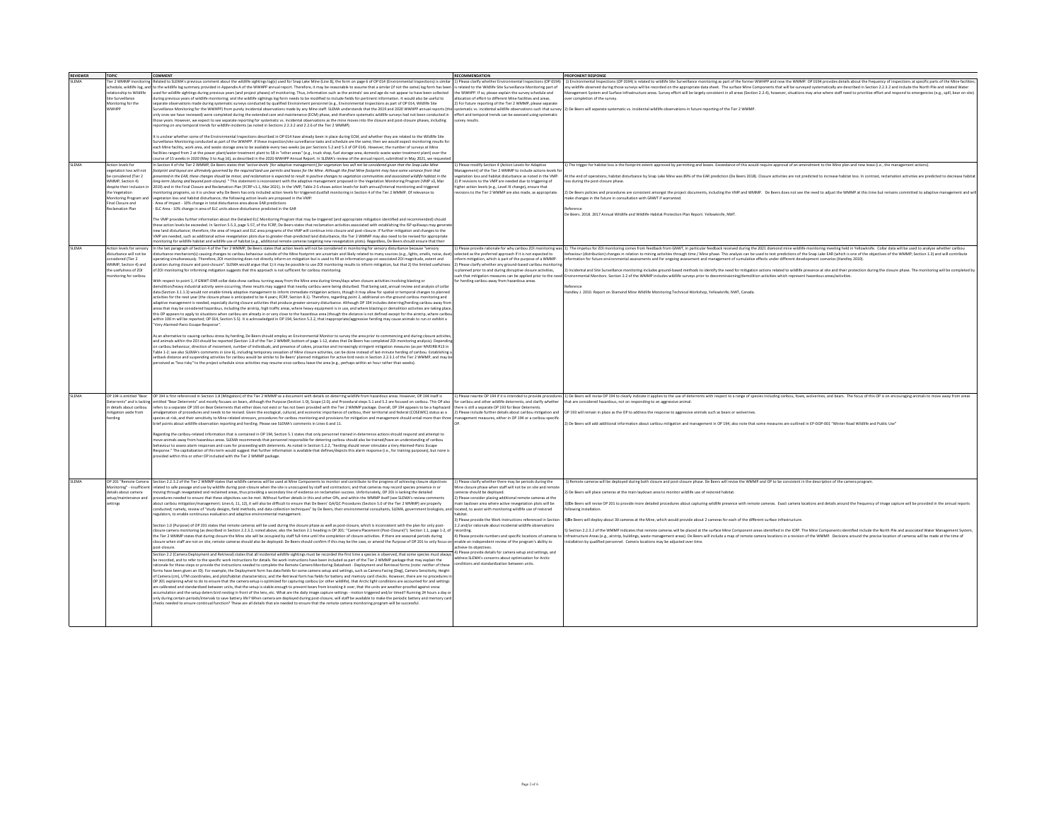| REVIEWER | TOPIC | COMMENT | RECOMMENDATION | PROPONENT RESPONSE |
|---|---|---|---|---|
| SLEMA | Tier 2 WMMP monitoring schedule, wildlife log, and relationship to Wildlife Site Surveillance Monitoring for the WWHPP | Related to SLEMA's previous comment about the wildlife sightings log(s) used for Snap Lake Mine (Line 8), the form on page 6 of OP 014 (Environmental Inspections) is similar to the wildlife log summary provided in Appendix A of the WWHPP annual report. Therefore, it may be reasonable to assume that a similar (if not the same) log form has been used for wildlife sightings during previous years (and project phases) of monitoring. Thus, information such as the animals' sex and age do not appear to have been collected during previous years of wildlife monitoring, and the wildlife sightings log form needs to be modified to include fields for pertinent information. It would also be useful to separate observations made during systematic surveys conducted by qualified Environment personnel (e.g., Environmental Inspections as a part of OP 014, Wildlife Site Surveillance Monitoring for the WWHPP) from purely incidental observations made by any Mine staff. SLEMA understands that the 2019 and 2020 WWHPP annual reports (the only ones we have reviewed) were completed during the extended care and maintenance (ECM) phase, and therefore systematic wildlife surveys had not been conducted in those years. However, we expect to see separate reporting for systematic vs. incidental observations as the mine moves into the closure and post-closure phases, including reporting on any temporal trends for wildlife incidents (as noted in Sections 2.2.3.2 and 2.2.6 of the Tier 2 WMMP).<br><br>It is unclear whether some of the Environmental Inspections described in OP 014 have already been in place during ECM, and whether they are related to the Wildlife Site Surveillance Monitoring conducted as part of the WWHPP. If these inspection/site surveillance tasks and schedule are the same, then we would expect monitoring results for each Mine facility, work area, and waste storage area to be available every two weeks (as per Sections 5.2 and 5.3 of OP 014). However, the number of surveys at Mine facilities ranged from 2 at the power plant/water treatment plant to 58 in "other areas" (e.g., truck shop, fuel storage area, domestic waste water treatment plant) over the course of 15 weeks in 2020 (May 3 to Aug 16), as described in the 2020 WWHPP Annual Report. In SLEMA's review of the annual report, submitted in May 2021, we requested | 1) Please clarify whether Environmental Inspections (OP 014) is related to the Wildlife Site Surveillance Monitoring part of the WWHPP. If so, please explain the survey schedule and allocation of effort to different Mine facilities and areas.<br>2) For future reporting of the Tier 2 WMMP, please separate systematic vs. incidental wildlife observations such that survey effort and temporal trends can be assessed using systematic survey results. | 1) Environmental Inspections (OP 014) is related to wildlife Site Surveillance monitoring as part of the former WWHPP and now the WMMP. OP 014 provides details about the frequency of inspections at specific parts of the Mine facilities; any wildlife observed during those surveys will be recorded on the appropriate data sheet. The surface Mine Components that will be surveyed systematically are described in Section 2.2.3.2 and include the North Pile and related Water Management System and Surface Infrastructure areas. Survey effort will be largely consistent in all areas (Section 2.2.4), however, situations may arise where staff need to prioritize effort and respond to emergencies (e.g., spill, bear on site) over completion of the survey.<br>2) De Beers will separate systematic vs. incidental wildlife observations in future reporting of the Tier 2 WMMP. |
| SLEMA | Action levels for vegetation loss will not be considered (Tier 2 WMMP, Section 4) despite their inclusion in the Vegetation Monitoring Program and Final Closure and Reclamation Plan | In Section 4 of the Tier 2 WMMP, De Beers states that "action levels [for adaptive management] for vegetation loss will not be considered given that the Snap Lake Mine footprint and layout are ultimately governed by the required land use permits and leases for the Mine. Although the final Mine footprint may have some variance from that presented in the EAR, these changes should be minor, and reclamation is expected to result in positive changes to vegetation communities and associated wildlife habitat in the long-term (during and beyond post-closure)." This statement is inconsistent with the adaptive management proposed in the Vegetation Monitoring Program (VMP v3, Mar 2019) and in the Final Closure and Reclamation Plan (FCRP v1.1, Mar 2021). In the VMP, Table 2-5 shows action levels for both annual/interval monitoring and triggered monitoring programs, so it is unclear why De Beers has only included action levels for triggered dustfall monitoring in Section 4 of the Tier 2 WMMP. Of relevance to vegetation loss and habitat disturbance, the following action levels are proposed in the VMP:<br>- Area of Impact - 10% change in total disturbance area above EAR predictions<br>- ELC Area - 10% change in area of ELC units above disturbance predicted in the EAR<br><br>The VMP provides further information about the Detailed ELC Monitoring Program that may be triggered (and appropriate mitigation identified and recommended) should these action levels be exceeded. In Section 5.5.3, page 5-57, of the FCRP, De Beers states that reclamation activities associated with establishing the ISP spillways may generate new land disturbance; therefore, the area of impact and ELC area programs of the VMP will continue into closure and post-closure. If further mitigation and changes to the VMP are needed, such as additional active revegetation plots due to greater-than-predicted land disturbance, the Tier 2 WMMP may also need to be revised for appropriate monitoring for wildlife habitat and wildlife use of habitat (e.g., additional remote cameras targeting new revegetation plots). Regardless, De Beers should ensure that their | 1) Please modify Section 4 (Action Levels for Adaptive Management) of the Tier 2 WMMP to include action levels for vegetation loss and habitat disturbance as noted in the VMP.<br>2) If revisions to the VMP are needed due to triggering of higher action levels (e.g., Level III change), ensure that revisions to the Tier 2 WMMP are also made, as appropriate. | 1) The trigger for habitat loss is the footprint extent approved by permitting and leases. Exceedance of this would require approval of an amendment to the Mine plan and new lease (i.e., the management actions).<br><br>At the end of operations, habitat disturbance by Snap Lake Mine was 89% of the EAR prediction (De Beers 2018). Closure activities are not predicted to increase habitat loss. In contrast, reclamation activities are predicted to decrease habitat loss during the post-closure phase.<br><br>2) De Beers policies and procedures are consistent amongst the project documents, including the VMP and WMMP. De Beers does not see the need to adjust the WMMP at this time but remains committed to adaptive management and will make changes in the future in consultation with GNWT if warranted.<br><br>Reference<br>De Beers. 2018. 2017 Annual Wildlife and Wildlife Habitat Protection Plan Report. Yellowknife, NWT. |
| SLEMA | Action levels for sensory disturbance will not be considered (Tier 2 WMMP, Section 4) and the usefulness of ZOI monitoring for caribou | In the last paragraph of Section 4 of the Tier 2 WMMP, De Beers states that action levels will not be considered in monitoring for sensory disturbance because "sensory disturbance mechanism(s) causing changes to caribou behaviour outside of the Mine footprint are uncertain and likely related to many sources (e.g., lights, smells, noise, dust) operating simultaneously. Therefore, ZOI monitoring does not directly inform on mitigation but is used to fill an information gap on associated ZOI magnitude, extent and duration during closure and post-closure". SLEMA would argue that 1) it may be possible to use ZOI monitoring results to inform mitigation, but that 2) the limited usefulness of ZOI monitoring for informing mitigation suggests that this approach is not sufficient for caribou monitoring.<br><br>With respect to point 1, if GNWT-ENR collar data show caribou turning away from the Mine area during times/days when closure activities involving blasting or demolition/heavy industrial activity were occurring, these results may suggest that nearby caribou were being disturbed. That being said, annual review and analysis of collar data (Section 3.1.1.3) would not enable timely adaptive management to inform immediate mitigation actions, though it may allow for spatial or temporal changes to planned activities for the next year (the closure phase is anticipated to be 4 years; FCRP, Section 8.1). Therefore, regarding point 2, additional on-the-ground caribou monitoring and adaptive management is needed, especially during closure activities that produce greater sensory disturbance. Although OP 194 includes deterring/herding caribou away from areas that may be considered hazardous, including the airstrip, high traffic areas, where heavy equipment is in use, and where blasting or demolition activities are taking place, this OP appears to apply to situations when caribou are already in or very close to the hazardous area (though the distance is not defined except for the airstrip, where caribou within 100 m will be reported; OP 014, Section 5.5). It is acknowledged in OP 194, Section 5.2.2, that inappropriate/aggressive herding may cause animals to run or exhibit a "Very Alarmed-Panic Escape Response".<br><br>As an alternative to causing caribou stress by herding, De Beers should employ an Environmental Monitor to survey the area prior to commencing and during closure activities, and animals within the ZOI should be reported (Section 1.8 of the Tier 2 WMMP, bottom of page 1-2, states that De Beers has completed ZOI monitoring analysis). Depending on caribou behaviour, direction of movement, number of individuals, and presence of calves, proactive and increasingly stringent mitigation measures (as per MVEIRB R13 in Table 1-2; see also SLEMA's comments in Line 6), including temporary cessation of Mine closure activities, can be done instead of last-minute herding of caribou. Establishing a setback distance and suspending activities for caribou would be similar to De Beers' planned mitigation for active bird nests in Section 2.2.3.1 of the Tier 2 WMMP, and may be perceived as "less risky" to the project schedule since activities may resume once caribou leave the area (e.g., perhaps within an hour rather than weeks). | 1) Please provide rationale for why caribou ZOI monitoring was selected as the preferred approach if it is not expected to inform mitigation, which is part of the purpose of a WMMP.<br>2) Please clarify whether any ground-based caribou monitoring is planned prior to and during disruptive closure activities, such that mitigation measures can be applied prior to the need for herding caribou away from hazardous areas. | 1) The impetus for ZOI monitoring comes from feedback from GNWT, in particular feedback received during the 2021 diamond mine wildlife monitoring meeting held in Yellowknife. Collar data will be used to analyze whether caribou behaviour (distribution) changes in relation to mining activities through time / Mine phase. This analysis can be used to test predictions of the Snap Lake EAR (which is one of the objectives of the WMMP, Section 1.3) and will contribute information for future environmental assessments and for ongoing assessment and management of cumulative effects under different development scenarios (Handley 2010).<br><br>2) Incidental and Site Surveillance monitoring includes ground-based methods to identify the need for mitigation actions related to wildlife presence at site and their protection during the closure phase. The monitoring will be completed by Environmental Monitors. Section 2.2 of the WMMP includes wildlife surveys prior to decommissioning/demolition activities which represent hazardous areas/activities.<br><br>Reference<br>Handley J. 2010. Report on Diamond Mine Wildlife Monitoring Technical Workshop, Yellowknife, NWT, Canada. |
| SLEMA | OP 194 is entitled "Bear Deterrents" and is lacking in details about caribou mitigation aside from herding | OP 194 is first referenced in Section 1.8 (Mitigation) of the Tier 2 WMMP as a document with details on deterring wildlife from hazardous areas. However, OP 194 itself is entitled "Bear Deterrents" and mostly focuses on bears, although the Purpose (Section 1.0), Scope (2.0), and Procedural steps 5.1 and 5.2 are focused on caribou. This OP also refers to a separate OP 193 on Bear Deterrents that either does not exist or has not been provided with the Tier 2 WMMP package. Overall, OP 194 appears to be a haphazard amalgamation of procedures and needs to be revised. Given the ecological, cultural, and economic importance of caribou, their territorial and federal (COSEWIC) status as a species at risk, and their sensitivity to Mine-related stressors, procedures for caribou monitoring and provisions for mitigation and management should entail more than three brief points about wildlife observation reporting and herding. Please see SLEMA's comments in Lines 6 and 11.<br><br>Regarding the caribou-related information that is contained in OP 194, Section 5.1 states that only personnel trained in deterrence actions should respond and attempt to move animals away from hazardous areas. SLEMA recommends that personnel responsible for deterring caribou should also be trained/have an understanding of caribou behaviour to assess alarm responses and cues for proceeding with deterrents. As noted in Section 5.2.2, "herding should never stimulate a Very Alarmed-Panic Escape Response." The capitalization of this term would suggest that further information is available that defines/depicts this alarm response (i.e., for training purposes), but none is provided within this or other OP included with the Tier 2 WMMP package. | 1) Please rewrite OP 194 if it is intended to provide procedures for caribou and other wildlife deterrents, and clarify whether there is still a separate OP 193 for Bear Deterrents.<br>2) Please include further details about caribou mitigation and management measures, either in OP 194 or a caribou-specific OP. | 1) De Beers will revise OP 194 to clearly indicate it applies to the use of deterrents with respect to a range of species including caribou, foxes, wolverines, and bears. The focus of this OP is on encouraging animals to move away from areas that are considered hazardous, not on responding to an aggressive animal.<br><br>OP 193 will remain in place as the OP to address the response to aggressive animals such as bears or wolverines.<br><br>2) De Beers will add additional information about caribou mitigation and management in OP 194; also note that some measures are outlined in EP-DOP-001 "Winter Road Wildlife and Public Use" |
| SLEMA | OP 201 "Remote Camera Monitoring" - insufficient details about camera setup/maintenance and settings | Section 2.2.3.2 of the Tier 2 WMMP states that wildlife cameras will be used at Mine Components to monitor and contribute to the progress of achieving closure objectives related to safe passage and use by wildlife during post-closure when the site is unoccupied by staff and contractors; and that cameras may record species presence in or moving through revegetated and reclaimed areas, thus providing a secondary line of evidence on reclamation success. Unfortunately, OP 201 is lacking the detailed procedures needed to ensure that these objectives can be met. Without further details in this and other OPs, and within the WMMP itself (see SLEMA's review comments about caribou mitigation/management; Lines 6, 11, 12), it will also be difficult to ensure that De Beers' QA/QC Procedures (Section 5.0 of the Tier 2 WMMP) are properly conducted; namely, review of "study designs, field methods, and data collection techniques" by De Beers, their environmental consultants, SLEMA, government biologists, and regulators, to enable continuous evaluation and adaptive environmental management.<br><br>Section 1.0 (Purpose) of OP 201 states that remote cameras will be used during the closure phase as well as post-closure, which is inconsistent with the plan for only post-closure camera monitoring (as described in Section 2.2.3.2, noted above; also the Section 2.1 heading in OP 201: "Camera Placement (Post-Closure)"). Section 1.1, page 1-2, of the Tier 2 WMMP states that during closure the Mine site will be occupied by staff full-time until the completion of closure activities. If there are seasonal periods during closure when staff are not on site, remote cameras should also be deployed. De Beers should confirm if this may be the case, or amend the Purpose of OP 201 to only focus on post-closure.<br><br>Section 2.2 (Camera Deployment and Retrieval) states that all incidental wildlife sightings must be recorded the first time a species is observed, that some species must always be recorded, and to refer to the specific work instructions for details. No work instructions have been included as part of the Tier 2 WMMP package that may explain the rationale for these steps or provide the instructions needed to complete the Remote Camera Monitoring Datasheet - Deployment and Retrieval forms (note: neither of these forms have been given an ID). For example, the Deployment form has data fields for some camera setup and settings, such as Camera Facing (Deg), Camera Sensitivity, Height of Camera (cm), UTM coordinates, and plot/habitat characteristics; and the Retrieval form has fields for battery and memory card checks. However, there are no procedures in OP 201 explaining what to do to ensure that the camera setup is optimized for capturing caribou (or other wildlife), that Arctic light conditions are accounted for and settings are calibrated and standardized between units, that the setup is stable enough to prevent bears from knocking it over, that the units are weather-proofed against snow accumulation and the setup deters bird nesting in front of the lens, etc. What are the daily image capture settings - motion triggered and/or timed? Running 24 hours a day or only during certain periods/intervals to save battery life? When camera are deployed during post-closure, will staff be available to make the periodic battery and memory card checks needed to ensure continual function? These are all details that are needed to ensure that the remote camera monitoring program will be successful. | 1) Please clarify whether there may be periods during the Mine closure phase when staff will not be on site and remote cameras should be deployed.<br>2) Please consider placing additional remote cameras at the main laydown area where active revegetation plots will be located, to assist with monitoring wildlife use of restored habitat.<br>3) Please provide the Work Instructions referenced in Section 2.2 and/or rationale about incidental wildlife observations recording.<br>4) Please provide numbers and specific locations of cameras to enable an independent review of the program's ability to achieve its objectives.<br>4) Please provide details for camera setup and settings, and address SLEMA's concerns about optimization for Arctic conditions and standardization between units. | 1) Remote cameras will be deployed during both closure and post-closure phase. De Beers will revise the WMMP and OP to be consistent in the description of the camera program.<br><br>2) De Beers will place cameras at the main laydown area to monitor wildlife use of restored habitat.<br><br>3)De Beers will revise OP 201 to provide more detailed procedures about capturing wildlife presence with remote cameras. Exact camera locations and details around the frequency of image capture will be provided in the annual reports following installation.<br><br>4)De Beers will deploy about 30 cameras at the Mine, which would provide about 2 cameras for each of the different surface infrastructure.<br><br>5) Section 2.2.3.2 of the WMMP indicates that remote cameras will be placed at the surface Mine Component areas identified in the ICRP. The Mine Components identified include the North Pile and associated Water Management System, Infrastructure Areas (e.g., airstrip, buildings, waste management areas). De Beers will include a map of remote camera locations in a revision of the WMMP. Decisions around the precise location of cameras will be made at the time of installation by qualified personnel. Camera locations may be adjusted over time. |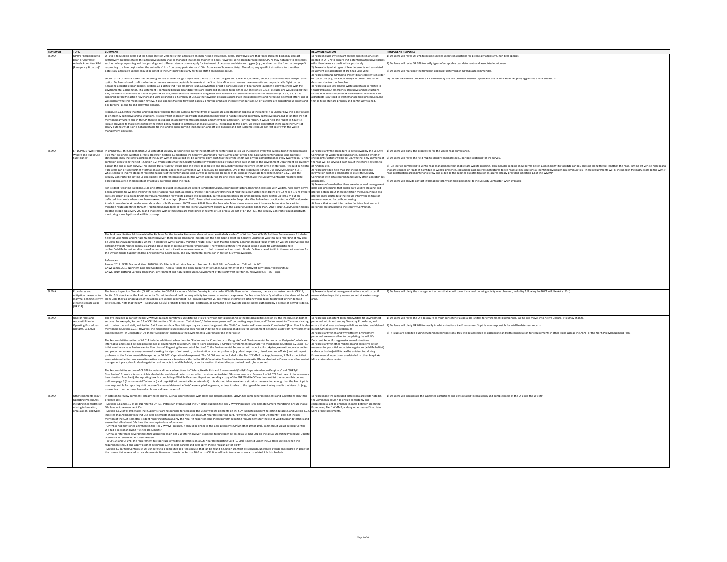| REVIEWER | TOPIC | COMMENT | RECOMMENDATION | PROPONENT RESPONSE |
|---|---|---|---|---|
| SLEMA | OP 078 "Responding to Bears or Aggressive Animals At or Near SLM (Emergency Situation)" | OP 078 is focused on bears but the Scope (Section 2.0) notes that aggressive animals include wolverines, bears, and wolves; and that foxes and large birds may also act aggressively. De Beers states that aggressive animals shall be managed in a similar manner to bears. However, some procedures noted in OP 078 may not apply to all species, such as helicopter pushing and shotgun slugs, and different standards may apply for treatment of carcasses and distance triggers (e.g., as shown on the flowchart on page 5, responding to a bear begins when the animal is <1 km from camp perimeter or <100 m from area of human activity). Therefore, any specific instructions for the other potentially aggressive species should be noted in the OP to provide clarity for Mine staff if an incident occurs.<br><br>Section 5.2.4 of OP 078 states that deterring animals at closer range may include the use of 15 mm bangers and screamers; however, Section 5.3 only lists bear bangers as an option. De Beers should confirm whether screamers are also acceptable deterrents at the Snap Lake Mine, as screamers have an erratic and unpredictable flight pattern. Regarding acceptable bear bangers, Section 5.3.1 states that if an employee is unsure whether or not a particular style of bear banger launcher is allowed, check with the Environmental Coordinator. This statement is confusing because bear deterrents are controlled and need to be signed out (Sections 4.0, 5.8); as such, one would expect that only allowable launcher styles would be present on site, unless staff are allowed to bring their own. It would be helpful if the sections on deterrents (5.3, 5.4, 5.5, 5.11) appeared before the action flowchart and were arranged in a hierarchy of use, as the flowchart discusses appropriate initial deterrents and increasing deterrent efforts and it was unclear what this meant upon review. It also appears that the flowchart pages 5-8 may be organized incorrectly or partially cut off as there are discontinuous arrows and box borders - please fix and clarify the linkages.<br><br>Procedure 5.1.6 states that the landfill operator shall be the sole judge as to what types of wastes are acceptable for disposal at the landfill. It is unclear how this policy relates to emergency aggressive animal situations. It is likely that improper food waste management may lead to habituated and potentially aggressive bears, but as landfills are not mentioned anywhere else in the OP, there is no explicit linkage between this procedure and grizzly bear aggression. For this reason, it would help the reader to have this linkage provided to make sense of how the stated policy related to aggressive animal situations. In response to this point, we would expect that there is another OP that clearly outlines what is or is not acceptable for the landfill, open burning, incineration, and off-site disposal; and that judgement should not rest solely with the waste management operators. | 1) Please include any relevant species-specific instructions needed in OP 078 to ensure that potentially aggressive species other than bears are dealt with appropriately.<br>2) Please clarify what types of bear deterrents and associated equipment are acceptable at the Snap Lake Mine.<br>3) Please rearrange OP 078 to present bear deterrents in order of typical use (e.g., by action level) and present the list of deterrents before the flowchart.<br>4) Please explain how landfill waste acceptance is related to this OP 078 about emergency aggressive animal situations. Ensure that proper disposal of food waste to minimize bear attractants is outlined in waste management procedures, and that all Mine staff are properly and continually trained. | 1) De Beers will revise OP 078 to include species-specific instructions for potentially aggressive, non-bear species.<br><br>2) De Beers will revise OP 078 to clarify types of acceptable bear deterrents and associated equipment.<br><br>3) De Beers will rearrange the flowchart and list of deterrents in OP 078 as recommended.<br><br>4) De Beers will revise procedure 5.1.6 to identify the link between waste acceptance at the landfill and emergency aggressive animal situations. |
| SLEMA | EP-DOP 001 "Winter Road Wildlife and Public Use Surveillance" | In EP-DOP 001, the Scope (Section 2.0) states that security personnel will patrol the length of the winter road in pick-up trucks once every two weeks during the haul season (Feb-Mar) so long as weather permits. However, Section 3.1 mentions the Security Contractor's "daily surveillance" of the Snap Lake Mine winter access road. Do these statements imply that only a portion of the 35 km winter access road will be surveyed daily, such that the entire length will only be completed once every two weeks? Further confusion arises from the text in Section 3.2, which states that the Security Contractor will provide daily surveillance data sheets to the Environment Department on a weekly basis at the end of each survey. This implies that a "survey" would take one week to complete and presumably means the entire length of the winter road. It would be helpful if De Beers can provide further information and clarity about how surveillance will be actually be conducted. One of the Procedures is Public Use Surveys (Section 5.3.1), which seems to involve stopping recreational users of the winter access road, as well as enforcing the rules of the road as they relate to wildlife (Section 5.3.2). Will the Security Contractor be setting up checkpoints at different locations along the winter road during the one-week survey? When will the Security Contractor record wildlife observations, at the checkpoints or by actively patrolling along the road?<br><br>For Incident Reporting (Section 5.3.3), one of the relevant observations to record is Potential Causes/contributing factors. Regarding collisions with wildlife, have snow berms been a problem for wildlife crossing the winter access road, such as caribou? Please report on any stretches of road that accumulate snow depths of >0.5 m or > 1.6 m. If there are snow depth data exceeding these values, mitigation for wildlife passage will be needed. Barren-ground caribou are unimpeded by snow depths up to 0.5 m but are deflected from roads when snow berms exceed 1.6 m in depth (Rescan 2011). Ensure that road maintenance for Snap Lake Mine follow best practices in the NWT and create breaks in snowbanks at regular intervals to allow wildlife passage (GNWT Lands 2015). Since the Snap Lake winter access road intercepts Bathurst caribou winter migration routes identified through Traditional Knowledge (TK) from the Tlicho Government (Figure 12 in the Bathurst Caribou Range Plan, GNWT 2019), SLEMA recommends creating escape gaps every 200 m and that snow within these gaps are maintained at heights of 1 m or less. As part of EP-DOP 001, the Security Contractor could assist with monitoring snow depths and wildlife crossings.<br><br>The field map (Section 6.1.1) provided by De Beers for the Security Contractor does not seem particularly useful. The Winter Road Wildlife Sightings Form on page 4 includes fields for Lake Name and Portage Number; however, there are no landmarks indicated on the field map to assist the Security Contractor with this data recording. It may also be useful to show approximately where TK-identified winter caribou migration routes occur, such that the Security Contractor could focus efforts on wildlife observations and enforcing wildlife-related road rules around these areas of potentially higher importance. The wildlife sightings form should include space for Comments to note caribou/wildlife behaviour, direction of movement, and mitigation measures needed (to help prevent incidents), etc. Finally, De Beers needs to fill in the contact numbers for the Environmental Superintendent, Environmental Coordinator, and Environmental Technician in Section 6.1 when available.<br><br>References:<br>Rescan. 2011. EKATI Diamond Mine: 2010 Wildlife Effects Monitoring Program. Prepared for BHP Billiton Canada Inc., Yellowknife, NT.<br>GNWT Lands. 2015. Northern Land Use Guidelines - Access: Roads and Trails. Department of Lands, Government of the Northwest Territories, Yellowknife, NT.<br>GNWT. 2019. Bathurst Caribou Range Plan. Environment and Natural Resources, Government of the Northwest Territories, Yellowknife, NT. 86 + iii pp. | 1) Please clarify the procedure to be followed by the Security Contractor for winter road surveillance, including whether checkpoints/stations will be set up, whether only segments of the road will be surveyed each day, if the effort is systematic or random, etc.<br>2) Please provide a field map that includes pertinent information such as a landmarks to assist the Security Contractor with data recording and survey effort allocation (as applicable).<br>3) Please confirm whether there are winter road management plans and procedures that enable safe wildlife crossing, and provide details about these mitigation measures. Please also provide snow depth data that would inform the mitigation measures needed for caribou crossing.<br>4) Ensure that contact information for listed Environment personnel are provided to the Security Contractor. | 1) De Beers will clarify the procedures for the winter road surveillance.<br><br>2) De Beers will revise the field map to identify landmarks (e.g., portage locations) for the survey.<br><br>3) De Beers is committed to winter road management that enable safe wildlife crossings. This includes keeping snow berms below 1.6m in height to facilitate caribou crossing along the full length of the road, turning off vehicle high beams that are stopped on roads at night due to wildlife presence, and adding caribou crossing features to site roads at key locations as identified by Indigenous communities. These requirements will be included in the instructions to the winter road construction and maintenance crew and added to the bulleted list of mitigation measures already provided in Section 1.8 of the WMMP.<br><br>4) De Beers will provide contact information for Environment personnel to the Security Contractor, when available. |
| SLEMA | Procedures and mitigation measures for mammal denning activity at waste storage areas (OP 014) | The Waste Inspection Checklist (CL 071 attached to OP 014) includes a field for Denning Activity under Wildlife Observation. However, there are no instructions in OP 014, Section 5.3, about what the Environmental Technician should do if denning activity is observed at waste storage areas. De Beers should clarify whether active dens will be left alone until they are unoccupied, if the actions are species dependent (e.g., ground squirrels vs. carnivores), if corrective actions will be taken to prevent further denning activities, etc. Note that the NWT *Wildlife Act* s.51(2) prohibits breaking into, destroying, or damaging a den (wildlife abode) unless authorized by a license or permit to do so. | 1) Please clarify what management actions would occur if mammal denning activity were observed at waste storage areas. | 1) De Beers will clarify the management actions that would occur if mammal denning activity was observed, including following the NWT Wildlife Act s. 51(2). |
| SLEMA | Unclear roles and responsibilities in Operating Procedures (OPs 194, 014, 078) | The OPs included as part of the Tier 2 WMMP package sometimes use differing titles for environmental personnel in the Responsibilities section vs. the Procedure and other sections. For example, Section 5.1 of OP 194 mentions "Environment Technicians", "Environment personnel" conducting inspections, and "Environment staff" communicating with contractors and staff; and Section 5.4.2 mentions how Near Hit reporting cards must be given to the "SHE Coordinator or Environmental Coordinator" (Env. Coord. is also mentioned in Section 5.7.1). However, the Responsibilities section (3.0) does not list or define roles and responsibilities for Environment personnel aside from "Environmental Superintendent, or Designate". Do these "Designates" encompass the Environmental Coordinator and other roles?<br><br>The Responsibilities section of OP 014 includes additional subsections for "Environmental Coordinator or Designate" and "Environmental Technician or Designate", which are informative and should be incorporated into all environment-related OPs. There is one ambiguity in OP 014: "Environmental Manager" is mentioned in Sections 3.2.3 and 5.7 - is this role the same as Environmental Coordinator? Regarding the context of Section 5.7, the Environmental Technician will inspect soil stockpiles, excavations, water bodies and protection measures every two weeks looking for signs of soil erosion, contamination or other problems (e.g., dead vegetation, discoloured runoff, etc.) and will report problems to the Environmental Manager as per OP 007: Vegetation Management. This OP 007 was not included in the Tier 2 WMMP package; however, SLEMA expects that appropriate mitigation and corrective action measures are described either in the OP(s), Vegetation Monitoring Program, Aquatic Effects Monitoring Program, or other project management plans, should dead vegetation and impacts to wildlife habitat, or contamination that could impact animal health, be observed.<br><br>The Responsibilities section of OP 078 includes helpful subsections for "Safety, Health, Risk and Environmental (SHRE) Superintendent or Designate" and "SHRE Coordinator" (there is a typo), which is also helpful and should be incorporated into environment-related OPs as appropriate. On page 8 of OP 078 (last page of the emergency bear situation flowchart), the reporting box for completing a Wildlife Deterrent Report and sending a copy of the ENR Wildlife Officer does not list the responsible person, unlike on page 5 (Environmental Technician) and page 6 (Environmental Superintendent). It is also not fully clear when a situation has escalated enough that the Env. Supt. is now responsible for reporting - is it because "increased deterrent efforts" were applied in general, or does it relate to the type of deterrent being used in the hierarchy (e.g., proceeding to rubber slugs beyond air horns and bear bangers)? | 1) Please use consistent terminology/titles for Environment personnel within and among Operating Procedures, and ensure that all roles and responsibilities are listed and defined in each OP's respective Section 3.0.<br>2) Please clarify when and why different Environment personnel are responsible for completing the Wildlife Deterrent Report for aggressive animal situations.<br>3) Please clarify whether mitigation and corrective action measures for potential impacts to vegetation (wildlife habitat) and water bodies (wildlife health), as identified during Environmental Inspections, are detailed in other Snap Lake Mine project documents. | 1) De Beers will revise the OPs to ensure as much consistency as possible in titles for environmental personnel. As the site moves into Active Closure, titles may change.<br><br>2) De Beers will clarify OP 078 to specify in which situations the Environment Supt. is now responsible for wildlife deterrent reports.<br><br>3) If issues are detected during environmental inspections, they will be addressed as appropriate and with consideration for requirements in other Plans such as the AEMP or the North Pile Management Plan. |
| SLEMA | Other comments about Operating Procedures, including inconsistent or missing information, organization, and typos | In addition to review comments already noted above, such as inconsistencies with Roles and Responsibilities, SLEMA has some general comments and suggestions about the provided OPs:<br>- Sections 5.8 and 5.10 of OP 014 refer to OP 201: Petroleum Products but the OP 201 included in the Tier 2 WMMP package is for Remote Camera Monitoring. Ensure that all OPs have unique document IDs.<br>- Section 3.6.2 of OP 078 states that Supervisors are responsible for recording the use of wildlife deterrents on the SLM Isometrix incident reporting database, and Section 3.7.5 indicates that all Employees that use bear deterrents should report their use on a SLM Near Hit reporting card. However, OP 0194 ("Bear Deterrents") does not include mention of the SLM Isometrix incident reporting database, only the Near Hit reporting card. Please confirm reporting requirements for the use of wildlife/bear deterrents and ensure that all relevant OPs have the most up-to-date information.<br>- OP 078 is not mentioned anywhere in the Tier 2 WMMP package. It should be linked to the Bear Deterrents OP (whether 194 or 193). In general, it would be helpful if the OPs had a section showing "Related Documents".<br>- OP 001 is referenced several times throughout the main Tier 2 WMMP; however, it appears to have been re-coded as EP-DOP 001 on the actual Operating Procedure. Update citations and rename other OPs if needed.<br>- In OP 194 and OP 078, the requirement to report use of wildlife deterrents on a SLM Near Hit Reporting Card (CL 003) is nested under the Air Horn section, when this requirement should also apply to other deterrents such as bear bangers and bear spray. Please reorganize for clarity.<br>- Section 4.0 (Critical Controls) of OP 194 refers to a completed Job Risk Analysis that can be found in Section 10.0 that lists hazards, unwanted events and controls in place for the tasks/activities related to bear deterrents. However, there is no Section 10.0 in this OP. It would be informative to see a completed Job Risk Analysis. | 1) Please make the suggested corrections and edits noted in the Comments column to ensure consistency and completeness, and to enhance linkages between Operating Procedures, Tier 2 WMMP, and any other related Snap Lake Mine project documents. | 1) De Beers will incorporate the suggested corrections and edits related to consistency and completeness of the OPs into the WMMP. |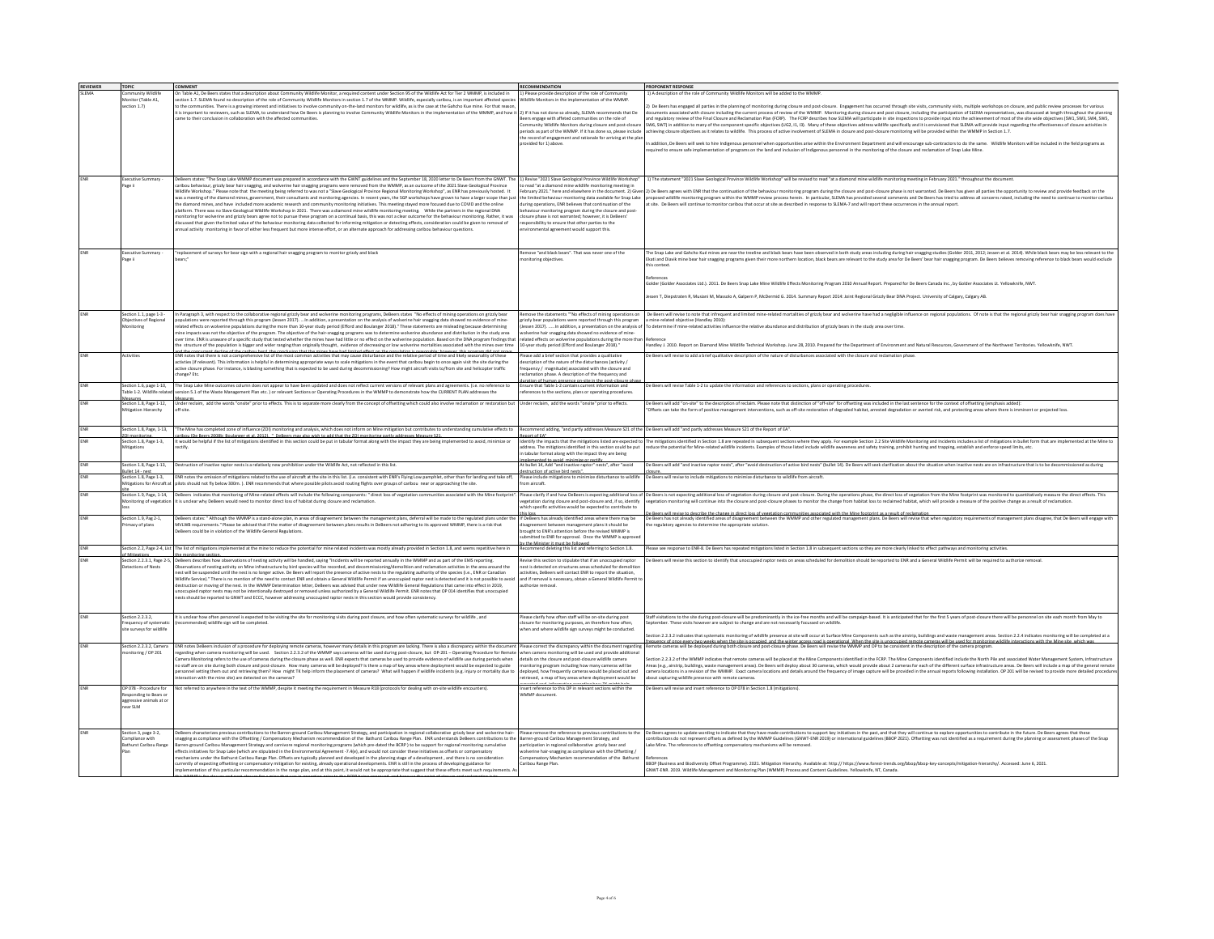| REVIEWER | TOPIC | COMMENT | RECOMMENDATION | PROPONENT RESPONSE |
| --- | --- | --- | --- | --- |
| SLEMA | Community Wildlife Monitor (Table A1, section 1.7) | On Table A1, De Beers states that a description about Community Wildlife Monitor, a required content under Section 95 of the Wildlife Act for Tier 2 WMMP, is included in section 1.7. SLEMA found no description of the role of Community Wildlife Monitors in section 1.7 of the WMMP. Wildlife, especially caribou, is an important affected species to the communities. There is a growing interest and initiatives to involve community on-the-land monitors for wildlife, as is the case at the Gahcho Kue mine. For that reason, it is important to reviewers, such as SLEMA, to understand how De Beers is planning to involve Community Wildlife Monitors in the implementation of the WMMP, and how it came to their conclusion in collaboration with the affected communities. | 1) Please provide description of the role of Community Wildlife Monitors in the implementation of the WMMP.<br><br>2) If it has not done so already, SLEMA recommends that De Beers engage with affected communities on the role of Community Wildlife Monitors during closure and post-closure periods as part of the WMMP. If it has done so, please include the record of engagement and rationale for arriving at the plan provided for 1) above. | 1) A description of the role of Community Wildlife Monitors will be added to the WMMP.<br><br>2) De Beers has engaged all parties in the planning of monitoring during closure and post-closure. Engagement has occurred through site visits, community visits, multiple workshops on closure, and public review processes for various documents associated with closure including the current process of review of the WMMP. Monitoring during closure and post closure, including the participation of SLEMA representatives, was discussed at length throughout the planning and regulatory review of the Final Closure and Reclamation Plan (FCRP). The FCRP describes how SLEMA will participate in site inspections to provide input into the achievement of most of the site wide objectives (SW1, SW3, SW4, SW5, SW6, SW7) in addition to many of the component specific objectives (UG2, I1, I3). Many of these objectives address wildlife specifically and it is envisioned that SLEMA will provide input regarding the effectiveness of closure activities in achieving closure objectives as it relates to wildlife. This process of active involvement of SLEMA in closure and post-closure monitoring will be provided within the WMMP in Section 1.7.<br><br>In addition, De Beers will seek to hire Indigenous personnel when opportunities arise within the Environment Department and will encourage sub-contractors to do the same. Wildlife Monitors will be included in the field programs as required to ensure safe implementation of programs on the land and inclusion of Indigenous personnel in the monitoring of the closure and reclamation of Snap Lake Mine. |
| ENR | Executive Summary - Page ii | DeBeers states: "The Snap Lake WMMP document was prepared in accordance with the GWNT guidelines and the September 18, 2020 letter to De Beers from the GWNT. The caribou behaviour, grizzly bear hair snagging, and wolverine hair snagging programs were removed from the WMMP, as an outcome of the 2021 Slave Geological Province Wildlife Workshop." Please note that the meeting being referred to was not a "Slave Geological Province Regional Wildlife Monitoring Workshop", as ENR has previously hosted. It was a meeting of the diamond mines, government, their consultants and monitoring agencies. In recent years, the SGP workshops have grown to have a larger scope than just the diamond mines, and have included more academic research and community monitoring initiatives. This meeting stayed more focused due to COVID and the online platform. There was no Slave Geological Wildlife Workshop in 2021. There was a diamond mine wildlife monitoring meeting. While the partners in the regional DNA monitoring for wolverine and grizzly bears agree not to pursue these program on a continual basis, this was not a clear outcome for the behaviour monitoring. Rather, it was discussed that given the limited value of the behaviour monitoring data collected for informing mitigation or detecting effects, consideration could be given to removal of annual activity monitoring in favor of either less frequent but more intense effort, or an alternate approach for addressing caribou behaviour questions. | 1) Revise "2021 Slave Geological Province Wildlife Workshop" to read "at a diamond mine wildlife monitoring meeting in February 2021." here and elsewhere in the document. 2) Given the limited behaviour monitoring data available for Snap Lake during operations, ENR believes that continuation of the behaviour monitoring program during the closure and post-closure phase is not warranted; however, it is DeBeers' responsibility to ensure that other parties to the environmental agreement would support this. | 1) The statement "2021 Slave Geological Province Wildlife Workshop" will be revised to read "at a diamond mine wildlife monitoring meeting in February 2021." throughout the document.<br><br>2) De Beers agrees with ENR that the continuation of the behaviour monitoring program during the closure and post-closure phase is not warranted. De Beers has given all parties the opportunity to review and provide feedback on the proposed wildlife monitoring program within the WMMP review process herein. In particular, SLEMA has provided several comments and De Beers has tried to address all concerns raised, including the need to continue to monitor caribou at site. De Beers will continue to monitor caribou that occur at site as described in response to SLEMA-7 and will report these occurrences in the annual report. |
| ENR | Executive Summary - Page ii | "replacement of surveys for bear sign with a regional hair snagging program to monitor grizzly and black bears;" | Remove "and black bears". That was never one of the monitoring objectives. | The Snap Lake and Gahcho Kué mines are near the treeline and black bears have been observed in both study areas including during hair snagging studies (Golder 2011, 2012; Jessen et al. 2014). While black bears may be less relevant to the Ekati and Diavik mine bear hair snagging programs given their more northern location, black bears are relevant to the study area for De Beers' bear hair snagging program. De Beers believes removing reference to black bears would exclude this context.<br><br>References<br>Golder (Golder Associates Ltd.). 2011. De Beers Snap Lake Mine Wildlife Effects Monitoring Program 2010 Annual Report. Prepared for De Beers Canada Inc., by Golder Associates Lt. Yellowknife, NWT.<br><br>Jessen T, Diepstraten R, Musiani M, Massolo A, Galpern P, McDermid G. 2014. Summary Report 2014: Joint Regional Grizzly Bear DNA Project. University of Calgary, Calgary AB. |
| ENR | Section 1.1, page 1-3 - Objectives of Regional Monitoring | In Paragraph 3, with respect to the collaborative regional grizzly bear and wolverine monitoring programs, DeBeers states "No effects of mining operations on grizzly bear populations were reported through this program (Jessen 2017). ...In addition, a presentation on the analysis of wolverine hair snagging data showed no evidence of mine-related effects on wolverine populations during the more than 10-year study period (Efford and Boulanger 2018)." These statements are misleading because determining mine impacts was not the objective of the program. The objective of the hair-snagging programs was to determine wolverine abundance and distribution in the study area over time. ENR is unaware of a specific study that tested whether the mines have had little or no effect on the wolverine population. Based on the DNA program findings that the structure of the population is bigger and wider ranging than originally thought, evidence of decreasing or low wolverine mortalities associated with the mines over time and the concurrent decline of the caribou herd, the conclusion that the mines have had limited effect on the population is reasonable; however, this program did not prove | Remove the statements ""No effects of mining operations on grizzly bear populations were reported through this program (Jessen 2017). ... In addition, a presentation on the analysis of wolverine hair snagging data showed no evidence of mine-related effects on wolverine populations during the more than 10-year study period (Efford and Boulanger 2018)." | De Beers will revise to note that infrequent and limited mine-related mortalities of grizzly bear and wolverine have had a negligible influence on regional populations. Of note is that the regional grizzly bear hair snagging program does have a mine-related objective (Handley 2010):<br>To determine if mine-related activities influence the relative abundance and distribution of grizzly bears in the study area over time.<br><br>Reference<br>Handley J. 2010. Report on Diamond Mine Wildlife Technical Workshop. June 28, 2010. Prepared for the Department of Environment and Natural Resources, Government of the Northwest Territories. Yellowknife, NWT. |
| ENR | Activities | ENR notes that there is not a comprehensive list of the most common activities that may cause disturbance and the relative period of time and likely seasonality of these activities (if relevant). This information is helpful in determining appropriate ways to scale mitigations in the event that caribou begin to once again visit the site during the active closure phase. For instance, is blasting something that is expected to be used during decommissioning? How might aircraft visits to/from site and helicopter traffic change? Etc. | Please add a brief section that provides a qualitative description of the nature of the disturbances (activity / frequency / magnitude) associated with the closure and reclamation phase. A description of the frequency and duration of human presence on-site in the post-closure phase | De Beers will revise to add a brief qualitative description of the nature of disturbances associated with the closure and reclamation phase. |
| ENR | Section 1.6, page 1-10, Table 1-2. Wildlife related Measures | The Snap Lake Mine outcomes column does not appear to have been updated and does not reflect current versions of relevant plans and agreements. (i.e. no reference to version 5.1 of the Waste Management Plan etc.) or relevant Sections or Operating Procedures in the WMMP to demonstrate how the CURRENT PLAN addresses the Measures | Ensure that Table 1-2 contains current information and references to the sections, plans or operating procedures. | De Beers will revise Table 1-2 to update the information and references to sections, plans or operating procedures. |
| ENR | Section 1.8, Page 1-12, Mitigation Hierarchy | Under reclaim, add the words "onsite" prior to effects. This is to separate more clearly from the concept of offsetting which could also involve reclamation or restoration but off-site. | Under reclaim, add the words "onsite" prior to effects. | De Beers will add "on-site" to the description of reclaim. Please note that distinction of "off-site" for offsetting was included in the last sentence for the context of offsetting (emphasis added):<br>"Offsets can take the form of positive management interventions, such as off-site restoration of degraded habitat, arrested degradation or averted risk, and protecting areas where there is imminent or projected loss. |
| ENR | Section 1.8, Page 1-13, ZOI monitoring | "The Mine has completed zone of influence (ZOI) monitoring and analysis, which does not inform on Mine mitigation but contributes to understanding cumulative effects to caribou (De Beers 2008b; Boulanger et al. 2012). " DeBeers may also wish to add that the ZOI monitoring partly addresses Measure 521. | Recommend adding, "and partly addresses Measure 521 of the Report of EA" | De Beers will add "and partly addresses Measure 521 of the Report of EA". |
| ENR | Section 1.8, Page 1-3, Mitigations | It would be helpful if the list of mitigations identified in this section could be put in tabular format along with the impact they are being implemented to avoid, minimize or rectify. | Identify the impacts that the mitigations listed are expected to address. The mitigations identified in this section could be put in tabular format along with the impact they are being implemented to avoid, minimize or rectify | The mitigations identified in Section 1.8 are repeated in subsequent sections where they apply. For example Section 2.2 Site Wildlife Monitoring and Incidents includes a list of mitigations in bullet form that are implemented at the Mine to reduce the potential for Mine-related wildlife incidents. Examples of those listed include wildlife awareness and safety training, prohibit hunting and trapping, establish and enforce speed limits, etc. |
| ENR | Section 1.8, Page 1-13, Bullet 14 - nest | Destruction of inactive raptor nests is a relatively new prohibition under the Wildlife Act, not reflected in this list. | At bullet 14, Add "and inactive raptor" nests", after "avoid destruction of active bird nests". | De Beers will add "and inactive raptor nests" after "avoid destruction of active bird nests" (bullet 14). De Beers will seek clarification about the situation when inactive nests are on infrastructure that is to be decommissioned as during closure. |
| ENR | Section 1.8, Page 1-3, Mitigations for Aircraft at site | ENR notes the omission of mitigations related to the use of aircraft at the site in this list. (i.e. consistent with ENR's Flying Low pamphlet, other than for landing and take off, pilots should not fly below 300m. ). ENR recommends that where possible pilots avoid routing flights over groups of caribou near or approaching the site. | Please include mitigations to minimize disturbance to wildlife from aircraft. | De Beers will revise to include mitigations to minimize disturbance to wildlife from aircraft. |
| ENR | Section 1.9, Page 1-14, Monitoring of vegetation loss | DeBeers indicates that monitoring of Mine-related effects will include the following components: " direct loss of vegetation communities associated with the Mine footprint". It is unclear why DeBeers would need to monitor direct loss of habitat during closure and reclamation. | Please clarify if and how DeBeers is expecting additional loss of vegetation during closure and post-closure and, if so, identify which specific activities would be expected to contribute to this loss | De Beers is not expecting additional loss of vegetation during closure and post-closure. During the operations phase, the direct loss of vegetation from the Mine footprint was monitored to quantitatively measure the direct effects. This vegetation monitoring will continue into the closure and post-closure phases to monitor the change from habitat loss to reclaimed habitat, which will provide a measure of the positive change as a result of reclamation.<br><br>De Beers will revise to describe the change in direct loss of vegetation communities associated with the Mine footprint as a result of reclamation |
| ENR | Section 1.9, Pag 2-1, Primacy of plans | DeBeers states: " Although the WMMP is a stand-alone plan, in areas of disagreement between the management plans, deferral will be made to the regulated plans under the MVLWB requirements." Please be advised that if the matter of disagreement between plans results in DeBeers not adhering to its approved WMMP, there is a risk that DeBeers could be in violation of the Wildlife General Regulations. | If DeBeers has already identified areas where there may be disagreement between management plans it should be brought to ENR's attention before the revised WMMP is submitted to ENR for approval. Once the WMMP is approved by the Minister it must be followed | De Beers has not already identified areas of disagreement between the WMMP and other regulated management plans. De Beers will revise that when regulatory requirements of management plans disagree, that De Beers will engage with the regulatory agencies to determine the appropriate solution. |
| ENR | Section 2.2, Page 2-4, List of Mitigations | The list of mitigations implemented at the mine to reduce the potential for mine related incidents was mostly already provided in Section 1.8, and seems repetitive here in the monitoring section | Recommend deleting this list and referring to Section 1.8. | Please see response to ENR-8. De Beers has repeated mitigations listed in Section 1.8 in subsequent sections so they are more clearly linked to effect pathways and monitoring activities. |
| ENR | Section 2.2.3.1, Page 2-5, Detections of Nests | DeBeers describes how observations of nesting activity will be handled, saying "Incidents will be reported annually in the WMMP and as part of the EMS reporting. Observations of nesting activity on Mine infrastructure by bird species will be recorded, and decommissioning/demolition and reclamation activities in the area around the nest will be suspended until the nest is no longer active. De Beers will report the presence of active nests to the regulating authority of the species (i.e., ENR or Canadian Wildlife Service)." There is no mention of the need to contact ENR and obtain a General Wildlife Permit if an unoccupied raptor nest is detected and it is not possible to avoid destruction or moving of the nest. In the WMMP Determination letter, DeBeers was advised that under new Wildlife General Regulations that came into effect in 2019, unoccupied raptor nests may not be intentionally destroyed or removed unless authorized by a General Wildlife Permit. ENR notes that OP 014 identifies that unoccupied nests should be reported to GNWT and ECCC, however addressing unoccupied raptor nests in this section would provide consistency. | Revise this section to stipulate that if an unoccupied raptor nest is detected on structures areas scheduled for demolition activities, DeBeers will contact ENR to report the situation, and if removal is necessary, obtain a General Wildlife Permit to authorize removal. | De Beers will revise this section to identify that unoccupied raptor nests on areas scheduled for demolition should be reported to ENR and a General Wildlife Permit will be required to authorize removal. |
| ENR | Section 2.2.3.2, Frequency of systematic site surveys for wildlife | It is unclear how often personnel is expected to be visiting the site for monitoring visits during post closure, and how often systematic surveys for wildlife , and (recommended) wildlife sign will be completed. | Please clarify how often staff will be on-site during post closure for monitoring purposes, an therefore how often, when and where wildlife sign surveys might be conducted. | Staff visitations to the site during post-closure will be predominantly in the ice-free months and will be campaign-based. It is anticipated that for the first 5 years of post-closure there will be personnel on site each month from May to September. These visits however are subject to change and are not necessarily focussed on wildlife.<br><br>Section 2.2.3.2 indicates that systematic monitoring of wildlife presence at site will occur at Surface Mine Components such as the airstrip, buildings and waste management areas. Section 2.2.4 indicates monitoring will be completed at a frequency of once every two weeks when the site is occupied, and the winter access road is operational. When the site is unoccupied remote cameras will be used for monitoring wildlife interactions with the Mine site, which was |
| ENR | Section 2.2.3.2, Camera monitoring / OP 201 | ENR notes DeBeers inclusion of a procedure for deploying remote cameras, however many details in this program are lacking. There is also a discrepancy within the document regarding when camera monitoring will be used. Section 2.2.3.2 of the WMMP says camera will be used during post-closure, but OP-201 – Operating Procedure for Remote Camera Monitoring refers to the use of cameras during the closure phase as well. ENR expects that cameras be used to provide evidence of wildlife use during periods when no staff are on site during both closure and post-closure. How many cameras will be deployed? Is there a map of key areas where deployment would be expected to guide personnel setting them out and retrieving them? How might TK help inform the placement of cameras? What will happen if wildlife incidents (e.g. injury or mortality due to interaction with the mine site) are detected on the cameras? | Please correct the discrepancy within the document regarding when camera monitoring will be used and provide additional details on the closure and post-closure wildlife camera monitoring program including how many cameras will be deployed, how frequently cameras would be placed out and retrieved, a map of key areas where deployment would be expected, and information regarding how TK might help | Remote cameras will be deployed during both closure and post-closure phase. De Beers will revise the WMMP and OP to be consistent in the description of the camera program.<br><br>Section 2.2.3.2 of the WMMP indicates that remote cameras will be placed at the Mine Components identified in the FCRP. The Mine Components identified include the North Pile and associated Water Management System, Infrastructure Areas (e.g., airstrip, buildings, waste management areas). De Beers will deploy about 30 cameras, which would provide about 2 cameras for each of the different surface infrastructure areas. De Beers will include a map of the general remote camera locations in a revision of the WMMP. Exact camera locations and details around the frequency of image capture will be provided in the annual reports following installation. OP 201 will be revised to provide more detailed procedures about capturing wildlife presence with remote cameras. |
| ENR | OP 078 - Procedure for Responding to Bears or aggressive animals at or near SLM | Not referred to anywhere in the text of the WMMP, despite it meeting the requirement in Measure R18 (protocols for dealing with on-site wildlife encounters). | Insert reference to this OP in relevant sections within the WMMP document. | De Beers will revise and insert reference to OP 078 in Section 1.8 (mitigations). |
| ENR | Section 3, page 3-2, Compliance with Bathurst Caribou Range Plan | DeBeers characterizes previous contributions to the Barren-ground Caribou Management Strategy, and participation in regional collaborative grizzly bear and wolverine hair-snagging as compliance with the Offsetting / Compensatory Mechanism recommendation of the Bathurst Caribou Range Plan. ENR understands DeBeers contributions to the Barren-ground Caribou Management Strategy and carnivore regional monitoring programs (which pre-dated the BCRP) to be support for regional monitoring cumulative effects initiatives for Snap Lake (which are stipulated in the Environmental Agreement -7.4(e), and would not consider these initiatives as offsets or compensatory mechanisms under the Bathurst Caribou Range Plan. Offsets are typically planned and developed in the planning stage of a development , and there is no consideration currently of expecting offsetting or compensatory mitigation for existing, already operational developments. ENR is still in the process of developing guidance for implementation of this particular recommendation in the range plan, and at this point, it would not be appropriate that suggest that these efforts meet such requirements. As the WMMP is for closure and post-closure for a mine that was in operation prior to the BCRP being approved, and because the point of closure and reclamation is to | Please remove the reference to previous contributions to the Barren-ground Caribou Management Strategy, and participation in regional collaborative grizzly bear and wolverine hair-snagging as compliance with the Offsetting / Compensatory Mechanism recommendation of the Bathurst Caribou Range Plan. | De Beers agrees to update wording to indicate that they have made contributions to support key initiatives in the past, and that they will continue to explore opportunities to contribute in the future. De Beers agrees that these contributions do not represent offsets as defined by the WMMP Guidelines (GNWT-ENR 2019) or international guidelines (BBOP 2021). Offsetting was not identified as a requirement during the planning or assessment phases of the Snap Lake Mine. The references to offsetting compensatory mechanisms will be removed.<br><br>References<br>BBOP (Business and Biodiversity Offset Programme). 2021. Mitigation Hierarchy. Available at: http:// https://www.forest-trends.org/bbop/bbop-key-concepts/mitigation-hierarchy/. Accessed: June 6, 2021.<br>GNWT-ENR. 2019. Wildlife Management and Monitoring Plan (WMMP) Process and Content Guidelines. Yellowknife, NT, Canada. |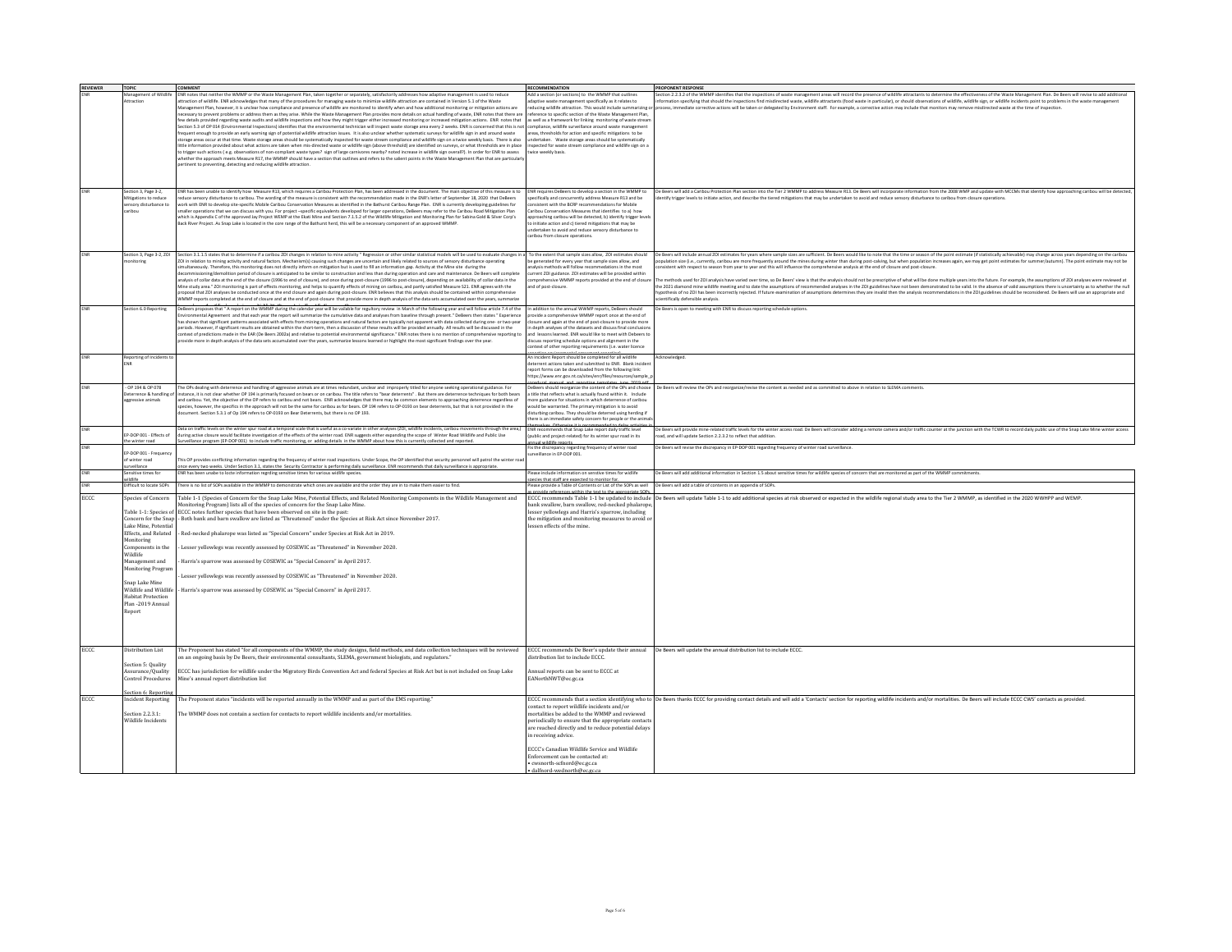| REVIEWER | TOPIC | COMMENT | RECOMMENDATION | PROPONENT RESPONSE |
|---|---|---|---|---|
| ENR | Management of Wildlife Attraction | ENR notes that neither the WMMP or the Waste Management Plan, taken together or separately, satisfactorily addresses how adaptive management is used to reduce attraction of wildlife. ENR acknowledges that many of the procedures for managing waste to minimize wildlife attraction are contained in Version 5.1 of the Waste Management Plan, however, it is unclear how compliance and presence of wildlife are monitored to identify when and how additional monitoring or mitigation actions are necessary to prevent problems or address them as they arise. While the Waste Management Plan provides more details on actual handling of waste, ENR notes that there are few details provided regarding waste audits and wildlife inspections and how they might trigger either increased monitoring or increased mitigation actions. ENR notes that Section 5.3 of OP 014 (Environmental Inspections) identifies that the environmental technician will inspect waste storage area every 2 weeks. ENR is concerned that this is not frequent enough to provide an early warning sign of potential wildlife attraction issues. It is also unclear whether systematic surveys for wildlife sign in and around waste storage areas occur at that time. Waste storage areas should be systematically inspected for waste stream compliance and wildlife sign on a twice weekly basis. There is also little information provided about what actions are taken when mis-directed waste or wildlife sign (above threshold) are identified on surveys, or what thresholds are in place to trigger such actions ( e.g. observations of non-compliant waste types? sign of large carnivores nearby? noted increase in wildlife sign overall?). In order for ENR to assess whether the approach meets Measure R17, the WMMP should have a section that outlines and refers to the salient points in the Waste Management Plan that are particularly pertinent to preventing, detecting and reducing wildlife attraction. | Add a section (or sections) to the WMMP that outlines adaptive waste management specifically as it relates to reducing wildlife attraction. This would include summarizing or reference to specific section of the Waste Management Plan, as well as a framework for linking monitoring of waste stream compliance, wildlife surveillance around waste management areas, thresholds for action and specific mitigations to be undertaken. Waste storage areas should be systematically inspected for waste stream compliance and wildlife sign on a twice weekly basis. | Section 2.2.3.2 of the WMMP identifies that the inspections of waste management areas will record the presence of wildlife attractants to determine the effectiveness of the Waste Management Plan. De Beers will revise to add additional information specifying that should the inspections find misdirected waste, wildlife attractants (food waste in particular), or should observations of wildlife, wildlife sign, or wildlife incidents point to problems in the waste management process, immediate corrective actions will be taken or delegated by Environment staff. For example, a corrective action may include that monitors may remove misdirected waste at the time of inspection. |
| ENR | Section 3, Page 3-2, Mitigations to reduce sensory disturbance to caribou | ENR has been unable to identify how. Measure R13, which requires a Caribou Protection Plan, has been addressed in the document. The main objective of this measure is to reduce sensory disturbance to caribou. The wording of the measure is consistent with the recommendation made in the ENR's letter of September 18, 2020 that DeBeers work with ENR to develop site-specific Mobile Caribou Conservation Measures as identified in the Bathurst Caribou Range Plan. ENR is currently developing guidelines for smaller operations that we can discuss with you. For project –specific equivalents developed for larger operations, DeBeers may refer to the Caribou Road Mitigation Plan which is Appendix C of the approved Jay Project WEMP at the Ekati Mine and Section 7.1.5.2 of the Wildlife Mitigation and Monitoring Plan for Sabina Gold & Silver Corp's Back River Project. As Snap Lake is located in the core range of the Bathurst herd, this will be a necessary component of an approved WMMP. | ENR requires DeBeers to develop a section in the WMMP to specifically and concurrently address Measure R13 and be consistent with the BCRP recommendations for Mobile Caribou Conservation Measures that identifies to a) how approaching caribou will be detected, b) identify trigger levels to initiate action and c) tiered mitigations that may be undertaken to avoid and reduce sensory disturbance to caribou from closure operations. | De Beers will add a Caribou Protection Plan section into the Tier 2 WMMP to address Measure R13. De Beers will incorporate information from the 2008 WMP and update with MCCMs that identify how approaching caribou will be detected, identify trigger levels to initiate action, and describe the tiered mitigations that may be undertaken to avoid and reduce sensory disturbance to caribou from closure operations. |
| ENR | Section 3, Page 3-2, ZOI monitoring | Section 3.1.1.5 states that to determine if a caribou ZOI changes in relation to mine activity " Regression or other similar statistical models will be used to evaluate changes in a ZOI in relation to mining activity and natural factors. Mechanism(s) causing such changes are uncertain and likely related to sources of sensory disturbance operating simultaneously. Therefore, this monitoring does not directly inform on mitigation but is used to fill an information gap. Activity at the Mine site during the decommissioning/demolition period of closure is anticipated to be similar to construction and less than during operation and care and maintenance. De Beers will complete analysis of collar data at the end of the closure (1996 to end of closure), and once during post-closure (1996 to post-closure), depending on availability of collar data in the Mine study area." ZOI monitoring is part of effects monitoring, and helps to quantify effects of mining on caribou, and partly satisfied Measure S21. ENR agrees with the proposal that ZOI analyses be conducted once at the end closure and again during post-closure. ENR believes that this analysis should be contained within comprehensive WMMP reports completed at the end of closure and at the end of post-closure that provide more in depth analysis of the data sets accumulated over the years, summarize | To the extent that sample sizes allow, ZOI estimates should be generated for every year that sample sizes allow, and analysis methods will follow recommendations in the most current ZOI guidance. ZOI estimates will be provided within comprehensive WMMP reports provided at the end of closure and end of post-closure. | De Beers will include annual ZOI estimates for years where sample sizes are sufficient. De Beers would like to note that the time or season of the point estimate (if statistically achievable) may change across years depending on the caribou population size (i.e., currently, caribou are more frequently around the mines during winter than during post-calving, but when population increases again, we may get point estimates for summer/autumn). The point estimate may not be consistent with respect to season from year to year and this will influence the comprehensive analysis at the end of closure and post-closure.<br><br>The methods used for ZOI analysis have varied over time, so De Beers' view is that the analysis should not be prescriptive of what will be done multiple years into the future. For example, the assumptions of ZOI analyses were reviewed at the 2021 diamond mine wildlife meeting and to date the assumptions of recommended analyses in the ZOI guidelines have not been demonstrated to be valid. In the absence of valid assumptions there is uncertainty as to whether the null hypothesis of no ZOI has been incorrectly rejected. If future examination of assumptions determines they are invalid then the analysis recommendations in the ZOI guidelines should be reconsidered. De Beers will use an appropriate and scientifically defensible analysis. |
| ENR | Section 6.0 Reporting | DeBeers proposes that " A report on the WMMP during the calendar year will be available for regulatory review in March of the following year and will follow article 7.4 of the Environmental Agreement and that each year the report will summarize the cumulative data and analyses from baseline through present." DeBeers then states " Experience has shown that significant patterns associated with effects from mining operations and natural factors are typically not apparent with data collected during one- or two-year periods. However, if significant results are obtained within the short-term, then a discussion of these results will be provided annually. All results will be discussed in the context of predictions made in the EAR (De Beers 2002a) and relative to potential environmental significance." ENR notes there is no mention of comprehensive reporting to provide more in depth analysis of the data sets accumulated over the years, summarize lessons learned or highlight the most significant findings over the year. | In addition to the annual WMMP reports, DeBeers should provide a comprehensive WMMP report once at the end of closure and again at the end of post-closure to provide more in depth analyses of the datasets and discuss final conclusions and lessons learned. ENR would like to meet with Debeers to discuss reporting schedule options and alignment in the context of other reporting requirements (i.e. water licence | De Beers is open to meeting with ENR to discuss reporting schedule options. |
| ENR | Reporting of Incidents to ENR | | An Incident Report should be completed for all wildlife deterrent actions taken and submitted to ENR. Blank incident report forms can be downloaded from the following link: https://www.enr.gov.nt.ca/sites/enr/files/resources/sample_procedural_manual_and_reporting_templates_june_2019.pdf | Acknowledged. |
| ENR | OP 194 & OP 078 Deterrence & handling of aggressive animals | The OPs dealing with deterrence and handling of aggressive animals are at times redundant, unclear and improperly titled for anyone seeking operational guidance. For instance, it is not clear whether OP 194 is primarily focused on bears or on caribou. The title refers to "bear deterrents" . But there are deterrence techniques for both bears and caribou. Yet, the objective of the OP refers to caribou and not bears. ENR acknowledges that there may be common elements to approaching deterrence regardless of species, however, the specifics in the approach will not be the same for caribou as for bears. OP 194 refers to OP-0193 on bear deterrents, but that is not provided in the document. Section 5.3.1 of Op 194 refers to OP-0193 on Bear Deterrents, but there is no OP 193. | DeBeers should reorganize the content of the OPs and choose a title that reflects what is actually found within it. Include more guidance for situations in which deterrence of caribou would be warranted. The primary mitigation is to avoid disturbing caribou. They should be deterred using herding if there is an immediate safety concern for people or the animals themselves. Otherwise it is recommended to delay activities in | De Beers will review the OPs and reorganize/revise the content as needed and as committed to above in relation to SLEMA comments. |
| ENR | EP-DOP 001 - Effects of the winter road | Data on traffic levels on the winter spur road at a temporal scale that is useful as a co-variate in other analyses (ZOI, wildlife incidents, caribou movements through the area,) during active closure would facilitate investigation of the effects of the winter road. ENR suggests either expanding the scope of Winter Road Wildlife and Public Use Surveillance program (EP-DOP 001) to include traffic monitoring, or adding details in the WMMP about how this is currently collected and reported. | ENR recommends that Snap Lake report daily traffic level (public and project-related) for its winter spur road in its annual wildlife reports. | De Beers will provide mine-related traffic levels for the winter access road. De Beers will consider adding a remote camera and/or traffic counter at the junction with the TCWR to record daily public use of the Snap Lake Mine winter access road, and will update Section 2.2.3.2 to reflect that addition. |
| ENR | EP-DOP 001 - Frequency of winter road surveillance | This OP provides conflicting information regarding the frequency of winter road inspections. Under Scope, the OP identified that security personnel will patrol the winter road once every two weeks. Under Section 3.1, states the Security Contractor is performing daily surveillance. ENR recommends that daily surveillance is appropriate. | Fix the discrepancy regarding frequency of winter road surveillance in EP-DOP 001. | De Beers will revise the discrepancy in EP-DOP 001 regarding frequency of winter road surveillance. |
| ENR | Sensitive times for wildlife | ENR has been unable to locate information regarding sensitive times for various wildlife species. | Please include information on sensitive times for wildlife species that staff are expected to monitor for. | De Beers will add additional information in Section 1.5 about sensitive times for wildlife species of concern that are monitored as part of the WMMP commitments. |
| ENR | Difficult to locate SOPs | There is no list of SOPs available in the WMMP to demonstrate which ones are available and the order they are in to make them easier to find. | Please provide a Table of Contents or List of the SOPs as well as provide references within the text to the appropriate SOPs. | De Beers will add a table of contents in an appendix of SOPs. |
| ECCC | Species of Concern<br><br>Table 1-1: Species of Concern for the Snap Lake Mine, Potential Effects, and Related Monitoring Components in the Wildlife Management and Monitoring Program<br><br>Snap Lake Mine Wildlife and Wildlife Habitat Protection Plan -2019 Annual Report | Table 1-1 (Species of Concern for the Snap Lake Mine, Potential Effects, and Related Monitoring Components in the Wildlife Management and Monitoring Program) lists all of the species of concern for the Snap Lake Mine.<br>ECCC notes further species that have been observed on site in the past:<br>- Both bank and barn swallow are listed as "Threatened" under the Species at Risk Act since November 2017.<br>- Red-necked phalarope was listed as "Special Concern" under Species at Risk Act in 2019.<br>- Lesser yellowlegs was recently assessed by COSEWIC as "Threatened" in November 2020.<br>- Harris's sparrow was assessed by COSEWIC as "Special Concern" in April 2017.<br>- Lesser yellowlegs was recently assessed by COSEWIC as "Threatened" in November 2020.<br>- Harris's sparrow was assessed by COSEWIC as "Special Concern" in April 2017. | ECCC recommends Table 1-1 be updated to include bank swallow, barn swallow, red-necked phalarope, lesser yellowlegs and Harris's sparrow, including the mitigation and monitoring measures to avoid or lessen effects of the mine. | De Beers will update Table 1-1 to add additional species at risk observed or expected in the wildlife regional study area to the Tier 2 WMMP, as identified in the 2020 WWHPP and WEMP. |
| ECCC | Distribution List<br><br>Section 5: Quality Assurance/Quality Control Procedures<br><br>Section 6: Reporting | The Proponent has stated "for all components of the WMMP, the study designs, field methods, and data collection techniques will be reviewed on an ongoing basis by De Beers, their environmental consultants, SLEMA, government biologists, and regulators."<br><br>ECCC has jurisdiction for wildlife under the Migratory Birds Convention Act and federal Species at Risk Act but is not included on Snap Lake Mine's annual report distribution list | ECCC recommends De Beer's update their annual distribution list to include ECCC.<br><br>Annual reports can be sent to ECCC at EANorthNWT@ec.gc.ca | De Beers will update the annual distribution list to include ECCC. |
| ECCC | Incident Reporting<br><br>Section 2.2.3.1: Wildlife Incidents | The Proponent states "Incidents will be reported annually in the WMMP and as part of the EMS reporting."<br><br>The WMMP does not contain a section for contacts to report wildlife incidents and/or mortalities. | ECCC recommends that a section identifying who to contact to report wildlife incidents and/or mortalities be added to the WMMP and reviewed periodically to ensure that the appropriate contacts are reached directly and to reduce potential delays in receiving advice.<br><br>ECCC's Canadian Wildlife Service and Wildlife Enforcement can be contacted at:<br>• cwsnorth-scfnord@ec.gc.ca<br>• dalfnord-wednorth@ec.gc.ca | De Beers thanks ECCC for providing contact details and will add a 'Contacts' section for reporting wildlife incidents and/or mortalities. De Beers will include ECCC CWS' contacts as provided. |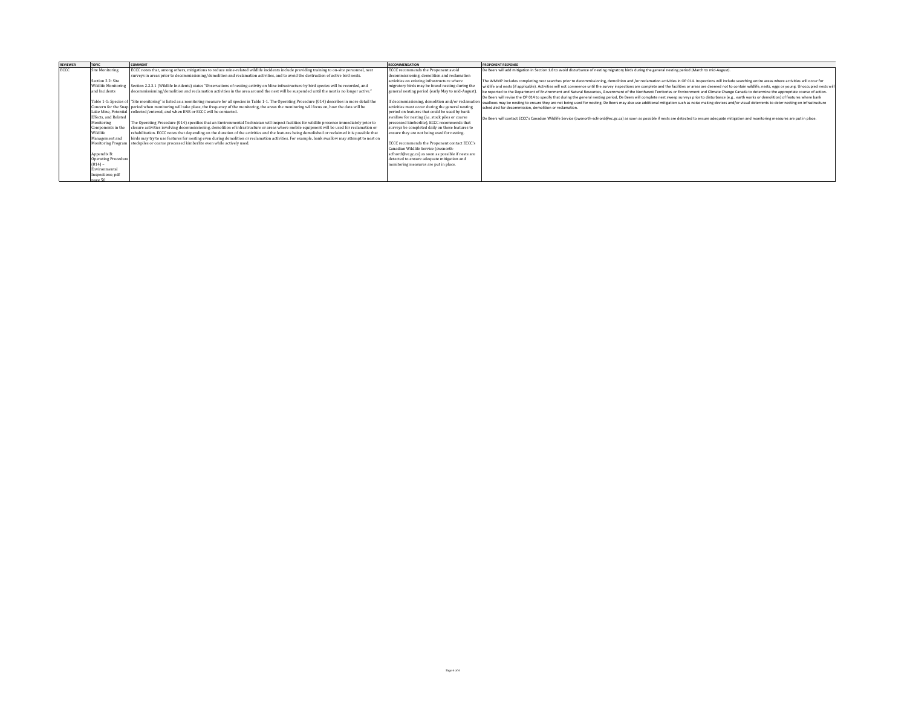| REVIEWER | TOPIC | COMMENT | RECOMMENDATION | PROPONENT RESPONSE |
| --- | --- | --- | --- | --- |
| ECCC | Site Monitoring<br><br>Section 2.2: Site Wildlife Monitoring and Incidents<br><br>Table 1-1: Species of Concern for the Snap Lake Mine, Potential Effects, and Related Monitoring Components in the Wildlife Management and Monitoring Program<br><br>Appendix B: Operating Procedure (014) – Environmental Inspections; pdf page 50 | ECCC notes that, among others, mitigations to reduce mine-related wildlife incidents include providing training to on-site personnel, nest surveys in areas prior to decommissioning/demolition and reclamation activities, and to avoid the destruction of active bird nests.<br><br>Section 2.2.3.1 (Wildlife Incidents) states "Observations of nesting activity on Mine infrastructure by bird species will be recorded, and decommissioning/demolition and reclamation activities in the area around the nest will be suspended until the nest is no longer active."<br><br>"Site monitoring" is listed as a monitoring measure for all species in Table 1-1. The Operating Procedure (014) describes in more detail the period when monitoring will take place, the frequency of the monitoring, the areas the monitoring will focus on, how the data will be collected/entered, and when ENR or ECCC will be contacted.<br><br>The Operating Procedure (014) specifies that an Environmental Technician will inspect facilities for wildlife presence immediately prior to closure activities involving decommissioning, demolition of infrastructure or areas where mobile equipment will be used for reclamation or rehabilitation. ECCC notes that depending on the duration of the activities and the features being demolished or reclaimed it is possible that birds may try to use features for nesting even during demolition or reclamation activities. For example, bank swallow may attempt to nest on stockpiles or coarse processed kimberlite even while actively used. | ECCC recommends the Proponent avoid decommissioning, demolition and reclamation activities on existing infrastructure where migratory birds may be found nesting during the general nesting period (early May to mid-August).<br><br>If decommissioning, demolition and/or reclamation activities must occur during the general nesting period on features that could be used by bank swallow for nesting (i.e. stock piles or coarse processed kimberlite), ECCC recommends that surveys be completed daily on these features to ensure they are not being used for nesting.<br><br>ECCC recommends the Proponent contact ECCC's Canadian Wildlife Service (cwsnorth-scfnord@ec.gc.ca) as soon as possible if nests are detected to ensure adequate mitigation and monitoring measures are put in place. | De Beers will add mitigation in Section 1.8 to avoid disturbance of nesting migratory birds during the general nesting period (March to mid-August).<br><br>The WMMP includes completing nest searches prior to decommissioning, demolition and /or reclamation activities in OP 014. Inspections will include searching entire areas where activities will occur for wildlife and nests (if applicable). Activities will not commence until the survey inspections are complete and the facilities or areas are deemed not to contain wildlife, nests, eggs or young. Unoccupied nests will be reported to the Department of Environment and Natural Resources, Government of the Northwest Territories or Environment and Climate Change Canada to determine the appropriate course of action. De Beers will revise the OP 014 to specify that during the general nesting period, De Beers will complete nest sweep surveys prior to disturbance (e.g., earth works or demolition) of features where bank swallows may be nesting to ensure they are not being used for nesting. De Beers may also use additional mitigation such as noise making devices and/or visual deterrents to deter nesting on infrastructure scheduled for decommission, demolition or reclamation.<br><br>De Beers will contact ECCC's Canadian Wildlife Service (cwsnorth-scfnord@ec.gc.ca) as soon as possible if nests are detected to ensure adequate mitigation and monitoring measures are put in place. |